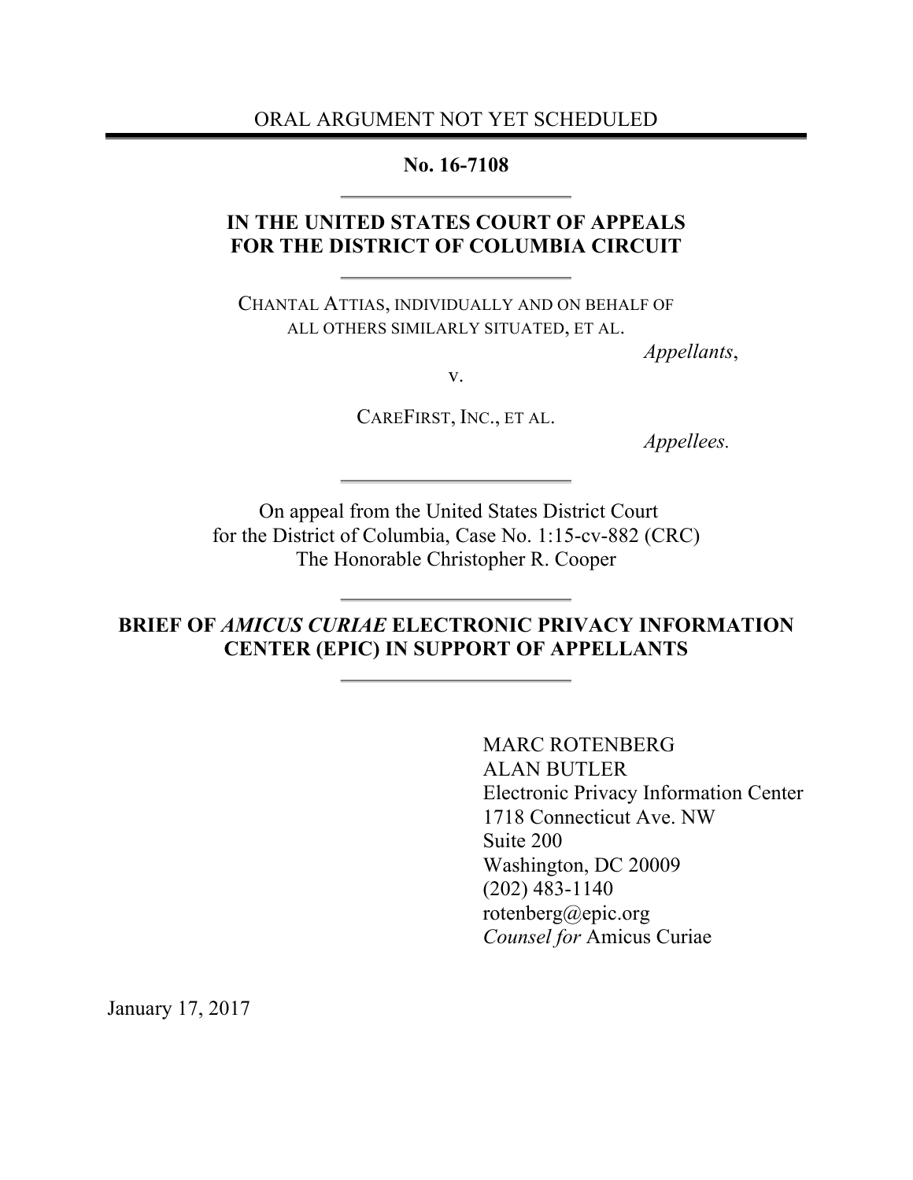ORAL ARGUMENT NOT YET SCHEDULED

**No. 16-7108**

**IN THE UNITED STATES COURT OF APPEALS FOR THE DISTRICT OF COLUMBIA CIRCUIT**

CHANTAL ATTIAS, INDIVIDUALLY AND ON BEHALF OF ALL OTHERS SIMILARLY SITUATED, ET AL.

*Appellants*,

v.

CAREFIRST, INC., ET AL.

*Appellees.*

On appeal from the United States District Court for the District of Columbia, Case No. 1:15-cv-882 (CRC)
The Honorable Christopher R. Cooper

**BRIEF OF *AMICUS CURIAE* ELECTRONIC PRIVACY INFORMATION CENTER (EPIC) IN SUPPORT OF APPELLANTS**

MARC ROTENBERG
ALAN BUTLER
Electronic Privacy Information Center
1718 Connecticut Ave. NW
Suite 200
Washington, DC 20009
(202) 483-1140
rotenberg@epic.org
*Counsel for* Amicus Curiae

January 17, 2017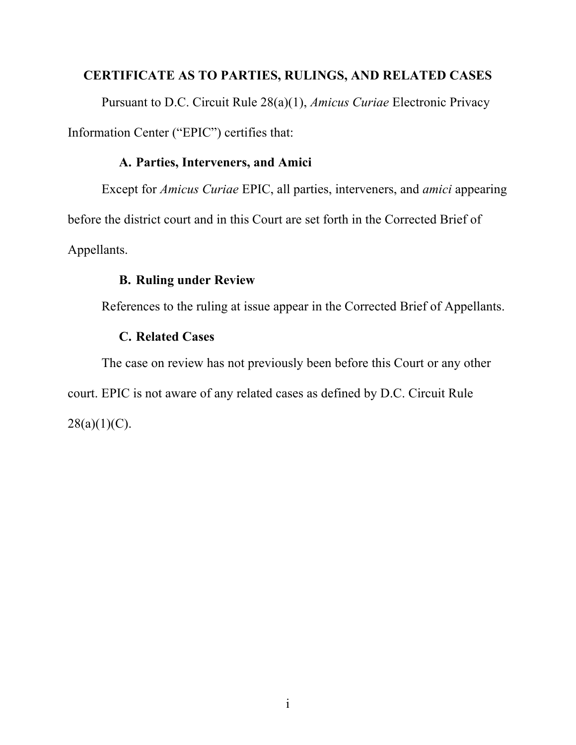## CERTIFICATE AS TO PARTIES, RULINGS, AND RELATED CASES

Pursuant to D.C. Circuit Rule 28(a)(1), *Amicus Curiae* Electronic Privacy Information Center ("EPIC") certifies that:

### A. Parties, Interveners, and Amici

Except for *Amicus Curiae* EPIC, all parties, interveners, and *amici* appearing before the district court and in this Court are set forth in the Corrected Brief of Appellants.

### B. Ruling under Review

References to the ruling at issue appear in the Corrected Brief of Appellants.

### C. Related Cases

The case on review has not previously been before this Court or any other court. EPIC is not aware of any related cases as defined by D.C. Circuit Rule 28(a)(1)(C).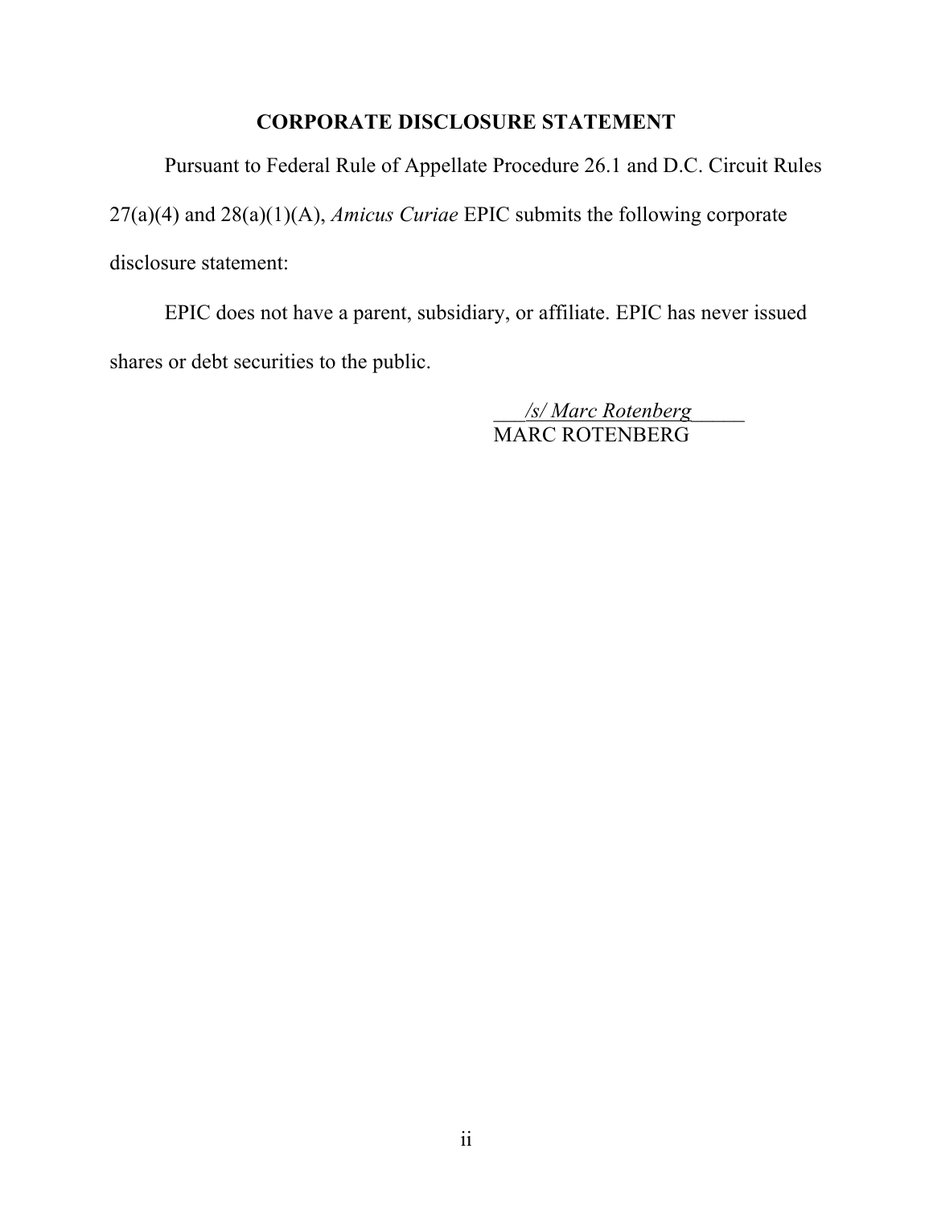# CORPORATE DISCLOSURE STATEMENT

Pursuant to Federal Rule of Appellate Procedure 26.1 and D.C. Circuit Rules 27(a)(4) and 28(a)(1)(A), *Amicus Curiae* EPIC submits the following corporate disclosure statement:

EPIC does not have a parent, subsidiary, or affiliate. EPIC has never issued shares or debt securities to the public.

*/s/ Marc Rotenberg*
MARC ROTENBERG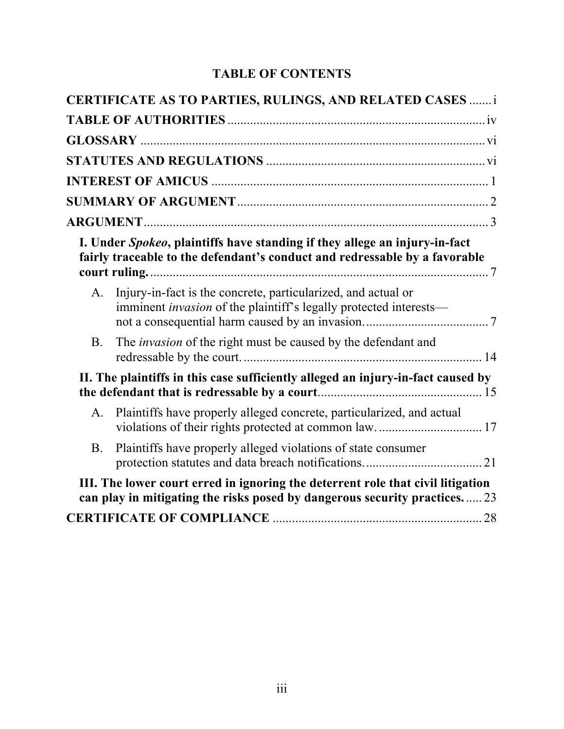# TABLE OF CONTENTS

**CERTIFICATE AS TO PARTIES, RULINGS, AND RELATED CASES** ....... i

**TABLE OF AUTHORITIES** ....... iv

**GLOSSARY** ....... vi

**STATUTES AND REGULATIONS** ....... vi

**INTEREST OF AMICUS** ....... 1

**SUMMARY OF ARGUMENT** ....... 2

**ARGUMENT** ....... 3

**I. Under *Spokeo*, plaintiffs have standing if they allege an injury-in-fact fairly traceable to the defendant's conduct and redressable by a favorable court ruling.** ....... 7

A. Injury-in-fact is the concrete, particularized, and actual or imminent *invasion* of the plaintiff's legally protected interests—not a consequential harm caused by an invasion. ....... 7

B. The *invasion* of the right must be caused by the defendant and redressable by the court. ....... 14

**II. The plaintiffs in this case sufficiently alleged an injury-in-fact caused by the defendant that is redressable by a court** ....... 15

A. Plaintiffs have properly alleged concrete, particularized, and actual violations of their rights protected at common law. ....... 17

B. Plaintiffs have properly alleged violations of state consumer protection statutes and data breach notifications. ....... 21

**III. The lower court erred in ignoring the deterrent role that civil litigation can play in mitigating the risks posed by dangerous security practices.** ....... 23

**CERTIFICATE OF COMPLIANCE** ....... 28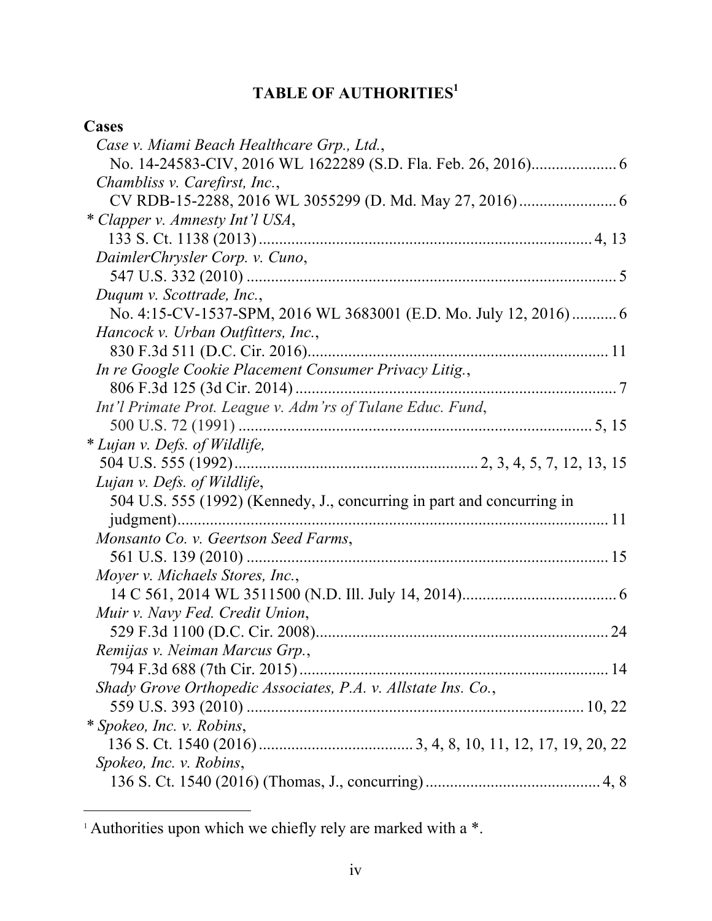# TABLE OF AUTHORITIES[1]

**Cases**

*Case v. Miami Beach Healthcare Grp., Ltd.*,
No. 14-24583-CIV, 2016 WL 1622289 (S.D. Fla. Feb. 26, 2016).................... 6

*Chambliss v. Carefirst, Inc.*,
CV RDB-15-2288, 2016 WL 3055299 (D. Md. May 27, 2016)........................ 6

\* *Clapper v. Amnesty Int'l USA*,
133 S. Ct. 1138 (2013)................................................................................. 4, 13

*DaimlerChrysler Corp. v. Cuno*,
547 U.S. 332 (2010) .......................................................................................... 5

*Duqum v. Scottrade, Inc.*,
No. 4:15-CV-1537-SPM, 2016 WL 3683001 (E.D. Mo. July 12, 2016) ........... 6

*Hancock v. Urban Outfitters, Inc.*,
830 F.3d 511 (D.C. Cir. 2016)......................................................................... 11

*In re Google Cookie Placement Consumer Privacy Litig.*,
806 F.3d 125 (3d Cir. 2014) .............................................................................. 7

*Int'l Primate Prot. League v. Adm'rs of Tulane Educ. Fund*,
500 U.S. 72 (1991) ...................................................................................... 5, 15

\* *Lujan v. Defs. of Wildlife,*
504 U.S. 555 (1992)............................................................ 2, 3, 4, 5, 7, 12, 13, 15

*Lujan v. Defs. of Wildlife*,
504 U.S. 555 (1992) (Kennedy, J., concurring in part and concurring in judgment).......................................................................................................... 11

*Monsanto Co. v. Geertson Seed Farms*,
561 U.S. 139 (2010) ......................................................................................... 15

*Moyer v. Michaels Stores, Inc.*,
14 C 561, 2014 WL 3511500 (N.D. Ill. July 14, 2014)...................................... 6

*Muir v. Navy Fed. Credit Union*,
529 F.3d 1100 (D.C. Cir. 2008)........................................................................ 24

*Remijas v. Neiman Marcus Grp.*,
794 F.3d 688 (7th Cir. 2015)............................................................................ 14

*Shady Grove Orthopedic Associates, P.A. v. Allstate Ins. Co.*,
559 U.S. 393 (2010) .................................................................................. 10, 22

\* *Spokeo, Inc. v. Robins*,
136 S. Ct. 1540 (2016)...................................... 3, 4, 8, 10, 11, 12, 17, 19, 20, 22

*Spokeo, Inc. v. Robins*,
136 S. Ct. 1540 (2016) (Thomas, J., concurring)........................................... 4, 8

---

[1] Authorities upon which we chiefly rely are marked with a *.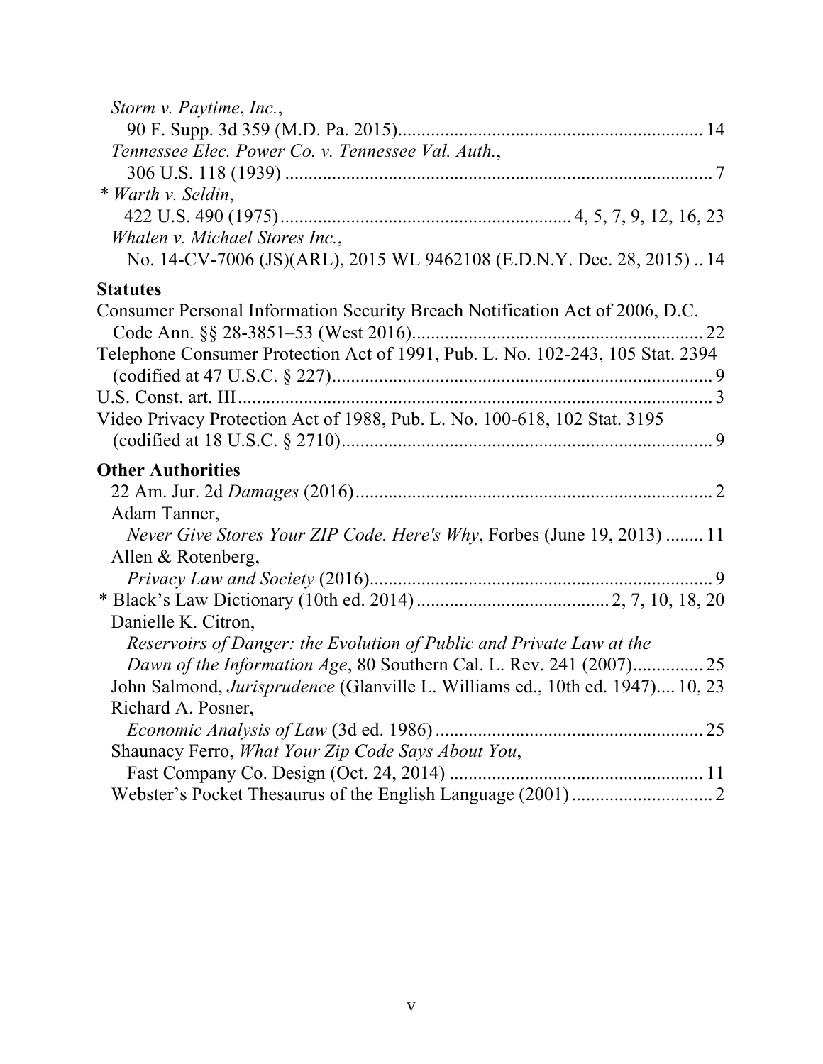*Storm v. Paytime, Inc.*,
90 F. Supp. 3d 359 (M.D. Pa. 2015)................................................................ 14

*Tennessee Elec. Power Co. v. Tennessee Val. Auth.*,
306 U.S. 118 (1939) ........................................................................................... 7

\* *Warth v. Seldin*,
422 U.S. 490 (1975)............................................................ 4, 5, 7, 9, 12, 16, 23

*Whalen v. Michael Stores Inc.*,
No. 14-CV-7006 (JS)(ARL), 2015 WL 9462108 (E.D.N.Y. Dec. 28, 2015) .. 14

**Statutes**

Consumer Personal Information Security Breach Notification Act of 2006, D.C. Code Ann. §§ 28-3851–53 (West 2016)............................................................. 22

Telephone Consumer Protection Act of 1991, Pub. L. No. 102-243, 105 Stat. 2394 (codified at 47 U.S.C. § 227)................................................................................. 9

U.S. Const. art. III..................................................................................................... 3

Video Privacy Protection Act of 1988, Pub. L. No. 100-618, 102 Stat. 3195 (codified at 18 U.S.C. § 2710)............................................................................... 9

**Other Authorities**

22 Am. Jur. 2d *Damages* (2016)............................................................................ 2

Adam Tanner,
*Never Give Stores Your ZIP Code. Here's Why*, Forbes (June 19, 2013) ........ 11

Allen & Rotenberg,
*Privacy Law and Society* (2016)......................................................................... 9

\* Black's Law Dictionary (10th ed. 2014) ......................................... 2, 7, 10, 18, 20

Danielle K. Citron,
*Reservoirs of Danger: the Evolution of Public and Private Law at the Dawn of the Information Age*, 80 Southern Cal. L. Rev. 241 (2007)............... 25

John Salmond, *Jurisprudence* (Glanville L. Williams ed., 10th ed. 1947).... 10, 23

Richard A. Posner,
*Economic Analysis of Law* (3d ed. 1986) ......................................................... 25

Shaunacy Ferro, *What Your Zip Code Says About You*,
Fast Company Co. Design (Oct. 24, 2014) ...................................................... 11

Webster's Pocket Thesaurus of the English Language (2001) .............................. 2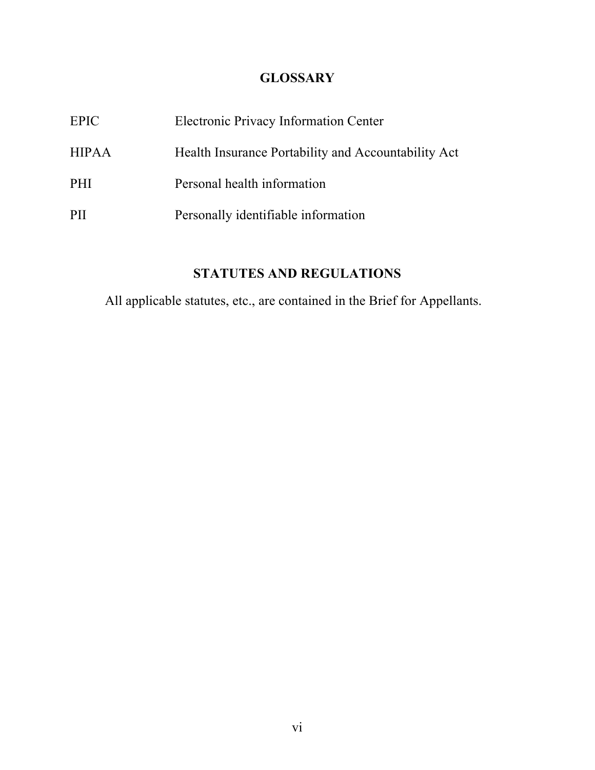## GLOSSARY

| | |
|---|---|
| EPIC | Electronic Privacy Information Center |
| HIPAA | Health Insurance Portability and Accountability Act |
| PHI | Personal health information |
| PII | Personally identifiable information |

## STATUTES AND REGULATIONS

All applicable statutes, etc., are contained in the Brief for Appellants.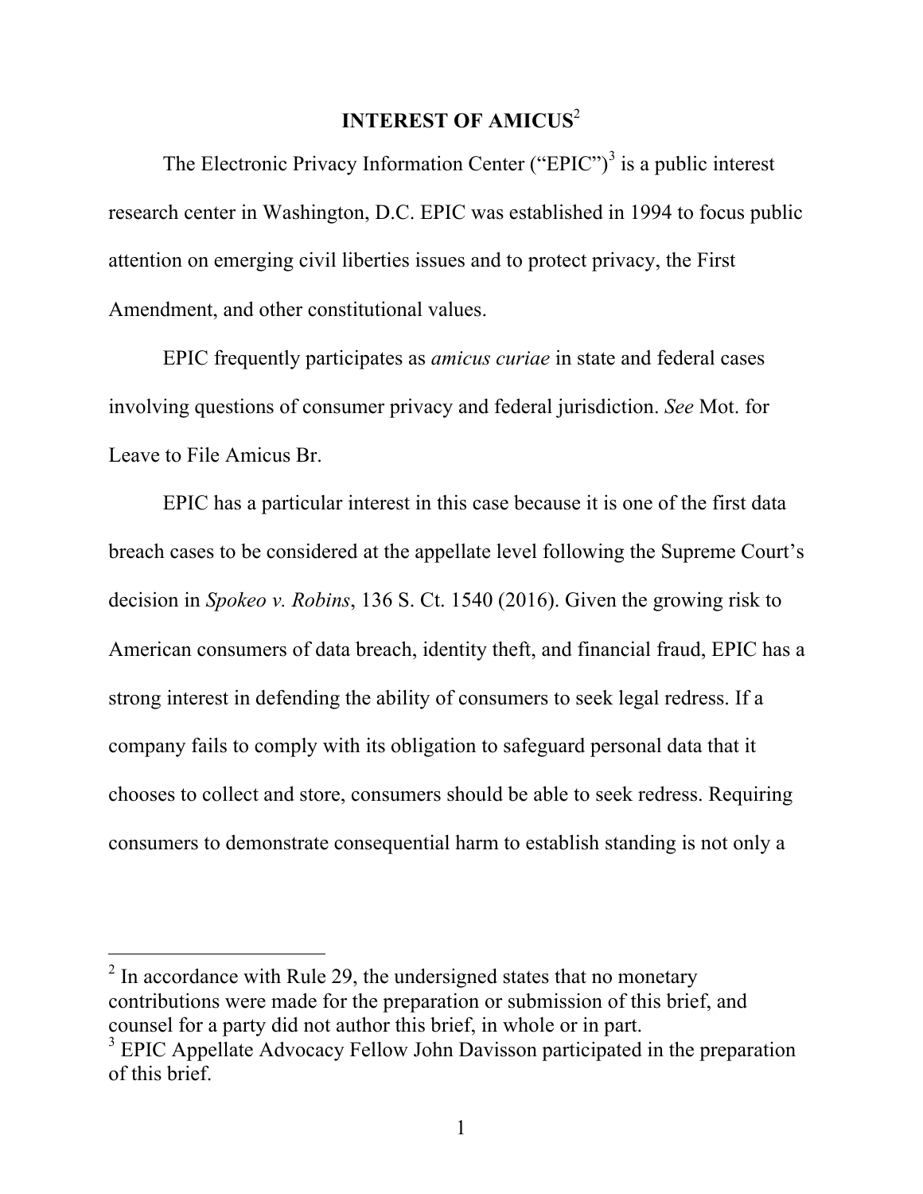## INTEREST OF AMICUS[2]

The Electronic Privacy Information Center ("EPIC")[3] is a public interest research center in Washington, D.C. EPIC was established in 1994 to focus public attention on emerging civil liberties issues and to protect privacy, the First Amendment, and other constitutional values.

EPIC frequently participates as *amicus curiae* in state and federal cases involving questions of consumer privacy and federal jurisdiction. *See* Mot. for Leave to File Amicus Br.

EPIC has a particular interest in this case because it is one of the first data breach cases to be considered at the appellate level following the Supreme Court's decision in *Spokeo v. Robins*, 136 S. Ct. 1540 (2016). Given the growing risk to American consumers of data breach, identity theft, and financial fraud, EPIC has a strong interest in defending the ability of consumers to seek legal redress. If a company fails to comply with its obligation to safeguard personal data that it chooses to collect and store, consumers should be able to seek redress. Requiring consumers to demonstrate consequential harm to establish standing is not only a

---

[2] In accordance with Rule 29, the undersigned states that no monetary contributions were made for the preparation or submission of this brief, and counsel for a party did not author this brief, in whole or in part.

[3] EPIC Appellate Advocacy Fellow John Davisson participated in the preparation of this brief.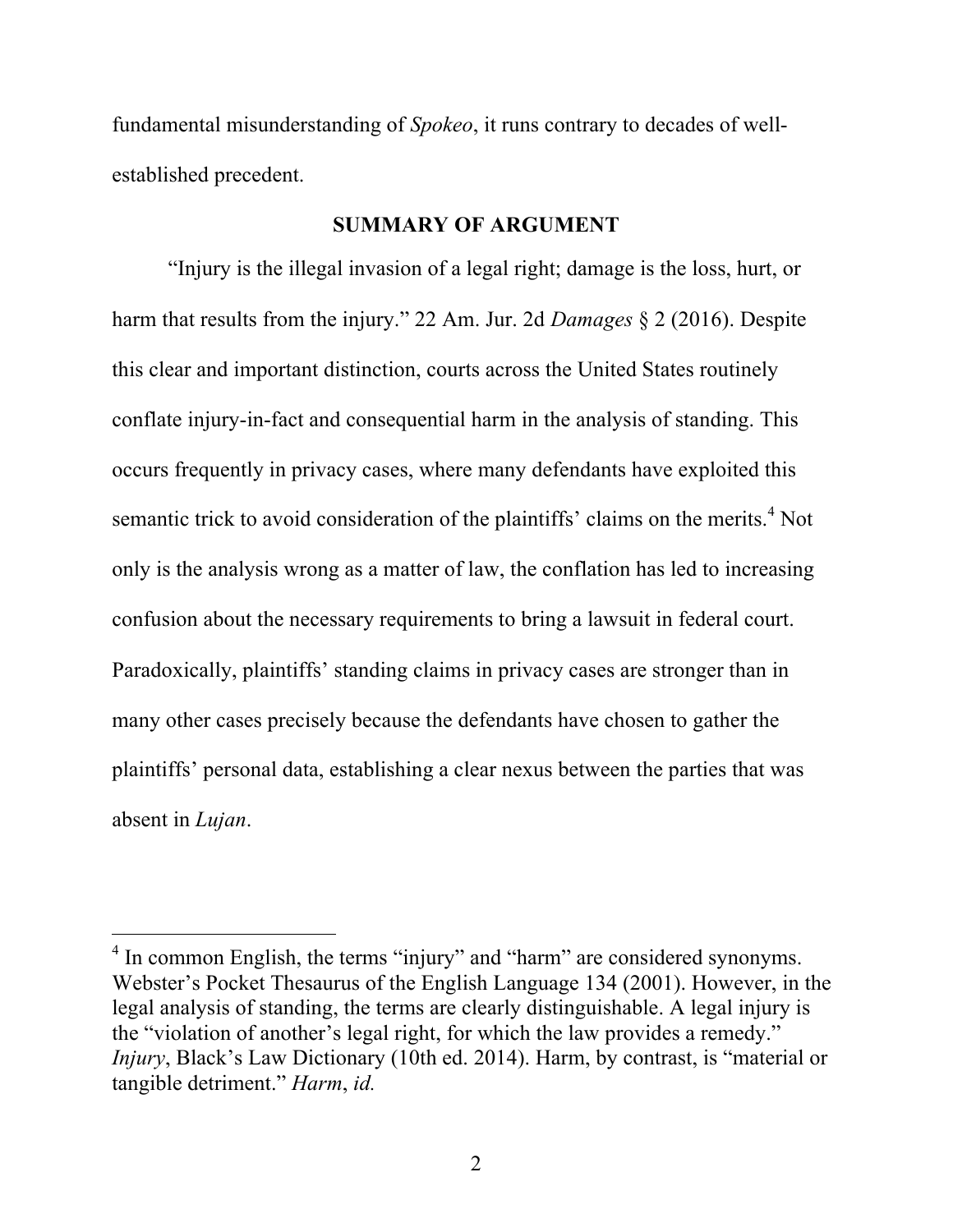fundamental misunderstanding of *Spokeo*, it runs contrary to decades of well-established precedent.

## SUMMARY OF ARGUMENT

"Injury is the illegal invasion of a legal right; damage is the loss, hurt, or harm that results from the injury." 22 Am. Jur. 2d *Damages* § 2 (2016). Despite this clear and important distinction, courts across the United States routinely conflate injury-in-fact and consequential harm in the analysis of standing. This occurs frequently in privacy cases, where many defendants have exploited this semantic trick to avoid consideration of the plaintiffs' claims on the merits.[4] Not only is the analysis wrong as a matter of law, the conflation has led to increasing confusion about the necessary requirements to bring a lawsuit in federal court. Paradoxically, plaintiffs' standing claims in privacy cases are stronger than in many other cases precisely because the defendants have chosen to gather the plaintiffs' personal data, establishing a clear nexus between the parties that was absent in *Lujan*.

---

[4] In common English, the terms "injury" and "harm" are considered synonyms. Webster's Pocket Thesaurus of the English Language 134 (2001). However, in the legal analysis of standing, the terms are clearly distinguishable. A legal injury is the "violation of another's legal right, for which the law provides a remedy." *Injury*, Black's Law Dictionary (10th ed. 2014). Harm, by contrast, is "material or tangible detriment." *Harm*, *id.*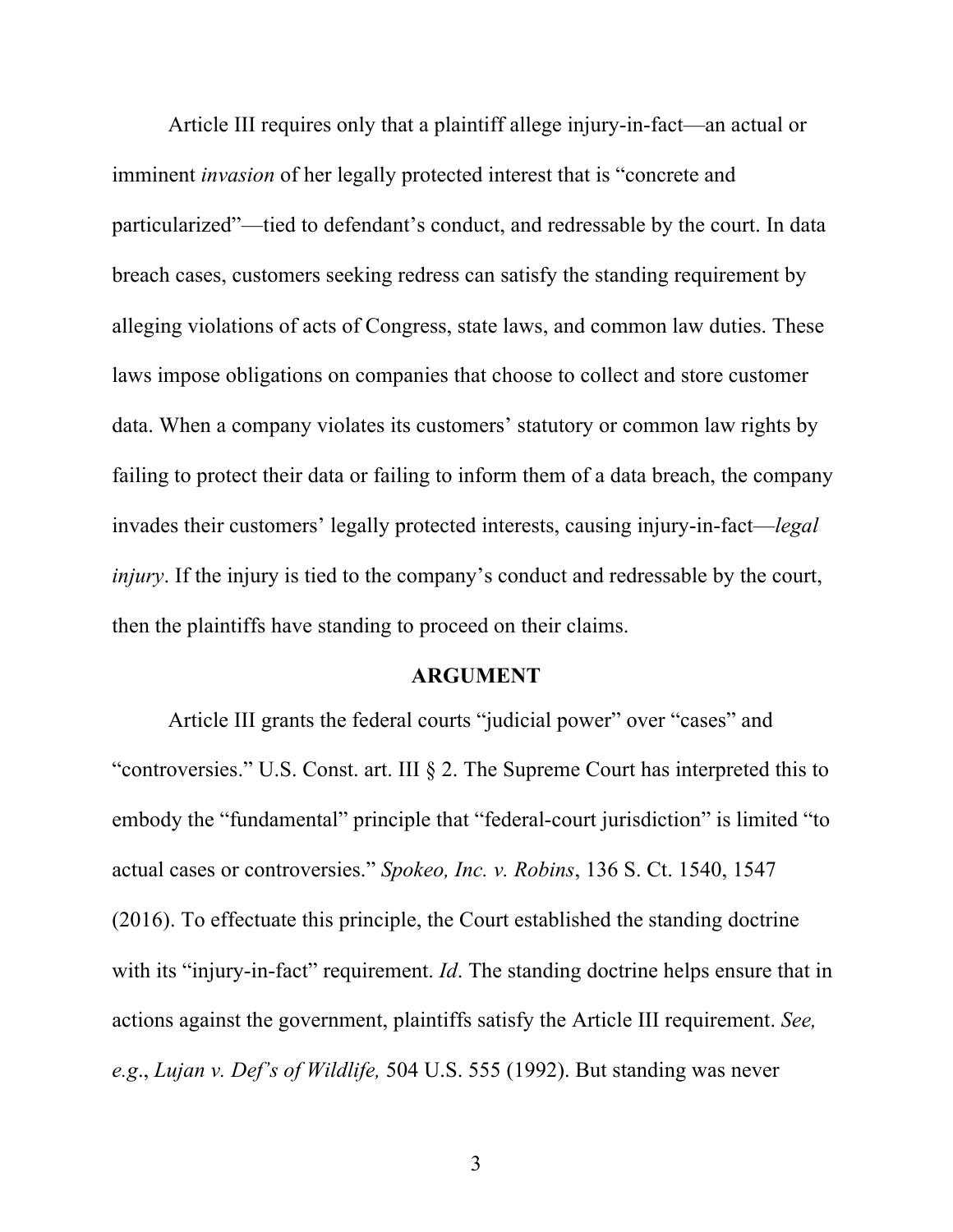Article III requires only that a plaintiff allege injury-in-fact—an actual or imminent *invasion* of her legally protected interest that is "concrete and particularized"—tied to defendant's conduct, and redressable by the court. In data breach cases, customers seeking redress can satisfy the standing requirement by alleging violations of acts of Congress, state laws, and common law duties. These laws impose obligations on companies that choose to collect and store customer data. When a company violates its customers' statutory or common law rights by failing to protect their data or failing to inform them of a data breach, the company invades their customers' legally protected interests, causing injury-in-fact—*legal injury*. If the injury is tied to the company's conduct and redressable by the court, then the plaintiffs have standing to proceed on their claims.

## ARGUMENT

Article III grants the federal courts "judicial power" over "cases" and "controversies." U.S. Const. art. III § 2. The Supreme Court has interpreted this to embody the "fundamental" principle that "federal-court jurisdiction" is limited "to actual cases or controversies." *Spokeo, Inc. v. Robins*, 136 S. Ct. 1540, 1547 (2016). To effectuate this principle, the Court established the standing doctrine with its "injury-in-fact" requirement. *Id*. The standing doctrine helps ensure that in actions against the government, plaintiffs satisfy the Article III requirement. *See, e.g.*, *Lujan v. Def's of Wildlife,* 504 U.S. 555 (1992). But standing was never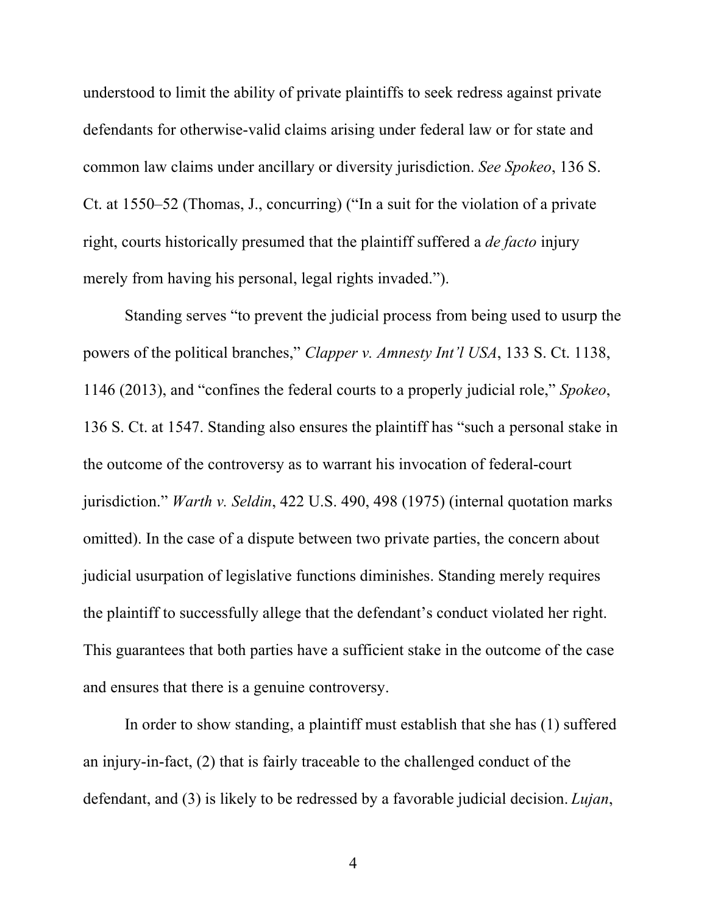understood to limit the ability of private plaintiffs to seek redress against private defendants for otherwise-valid claims arising under federal law or for state and common law claims under ancillary or diversity jurisdiction. *See Spokeo*, 136 S. Ct. at 1550–52 (Thomas, J., concurring) ("In a suit for the violation of a private right, courts historically presumed that the plaintiff suffered a *de facto* injury merely from having his personal, legal rights invaded.").

Standing serves "to prevent the judicial process from being used to usurp the powers of the political branches," *Clapper v. Amnesty Int'l USA*, 133 S. Ct. 1138, 1146 (2013), and "confines the federal courts to a properly judicial role," *Spokeo*, 136 S. Ct. at 1547. Standing also ensures the plaintiff has "such a personal stake in the outcome of the controversy as to warrant his invocation of federal-court jurisdiction." *Warth v. Seldin*, 422 U.S. 490, 498 (1975) (internal quotation marks omitted). In the case of a dispute between two private parties, the concern about judicial usurpation of legislative functions diminishes. Standing merely requires the plaintiff to successfully allege that the defendant's conduct violated her right. This guarantees that both parties have a sufficient stake in the outcome of the case and ensures that there is a genuine controversy.

In order to show standing, a plaintiff must establish that she has (1) suffered an injury-in-fact, (2) that is fairly traceable to the challenged conduct of the defendant, and (3) is likely to be redressed by a favorable judicial decision. *Lujan*,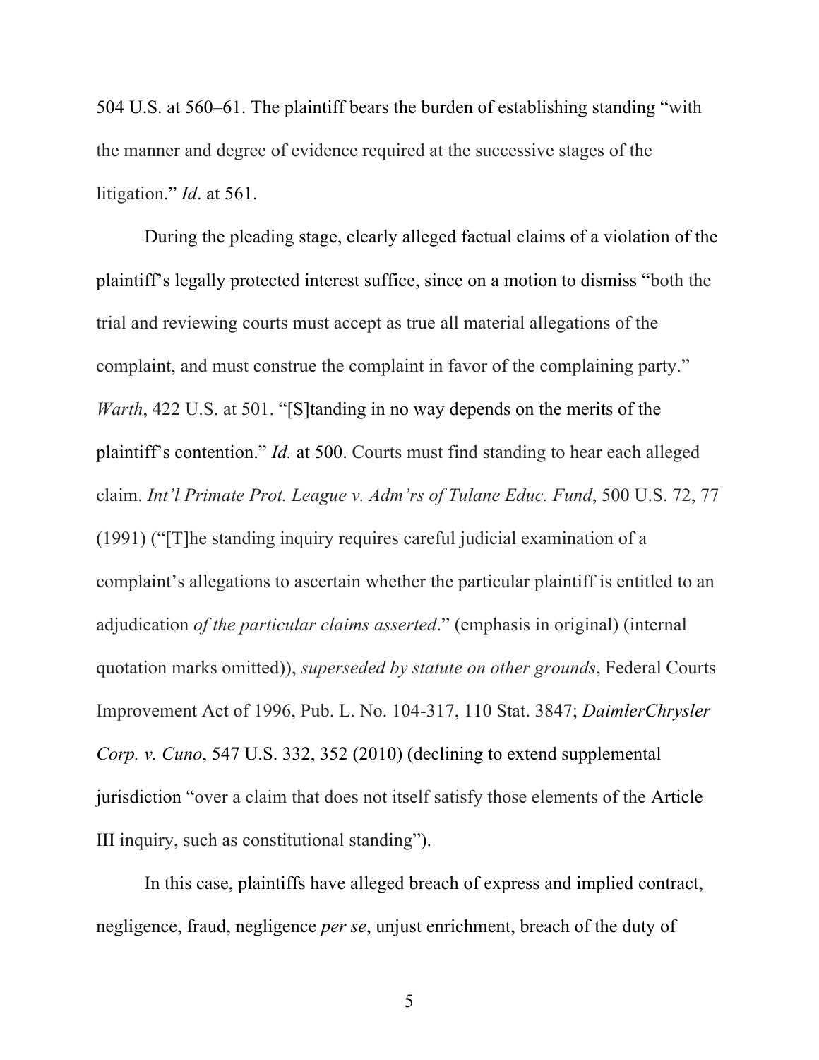504 U.S. at 560–61. The plaintiff bears the burden of establishing standing "with the manner and degree of evidence required at the successive stages of the litigation." *Id*. at 561.

During the pleading stage, clearly alleged factual claims of a violation of the plaintiff's legally protected interest suffice, since on a motion to dismiss "both the trial and reviewing courts must accept as true all material allegations of the complaint, and must construe the complaint in favor of the complaining party." *Warth*, 422 U.S. at 501. "[S]tanding in no way depends on the merits of the plaintiff's contention." *Id.* at 500. Courts must find standing to hear each alleged claim. *Int'l Primate Prot. League v. Adm'rs of Tulane Educ. Fund*, 500 U.S. 72, 77 (1991) ("[T]he standing inquiry requires careful judicial examination of a complaint's allegations to ascertain whether the particular plaintiff is entitled to an adjudication *of the particular claims asserted*." (emphasis in original) (internal quotation marks omitted)), *superseded by statute on other grounds*, Federal Courts Improvement Act of 1996, Pub. L. No. 104-317, 110 Stat. 3847; *DaimlerChrysler Corp. v. Cuno*, 547 U.S. 332, 352 (2010) (declining to extend supplemental jurisdiction "over a claim that does not itself satisfy those elements of the Article III inquiry, such as constitutional standing").

In this case, plaintiffs have alleged breach of express and implied contract, negligence, fraud, negligence *per se*, unjust enrichment, breach of the duty of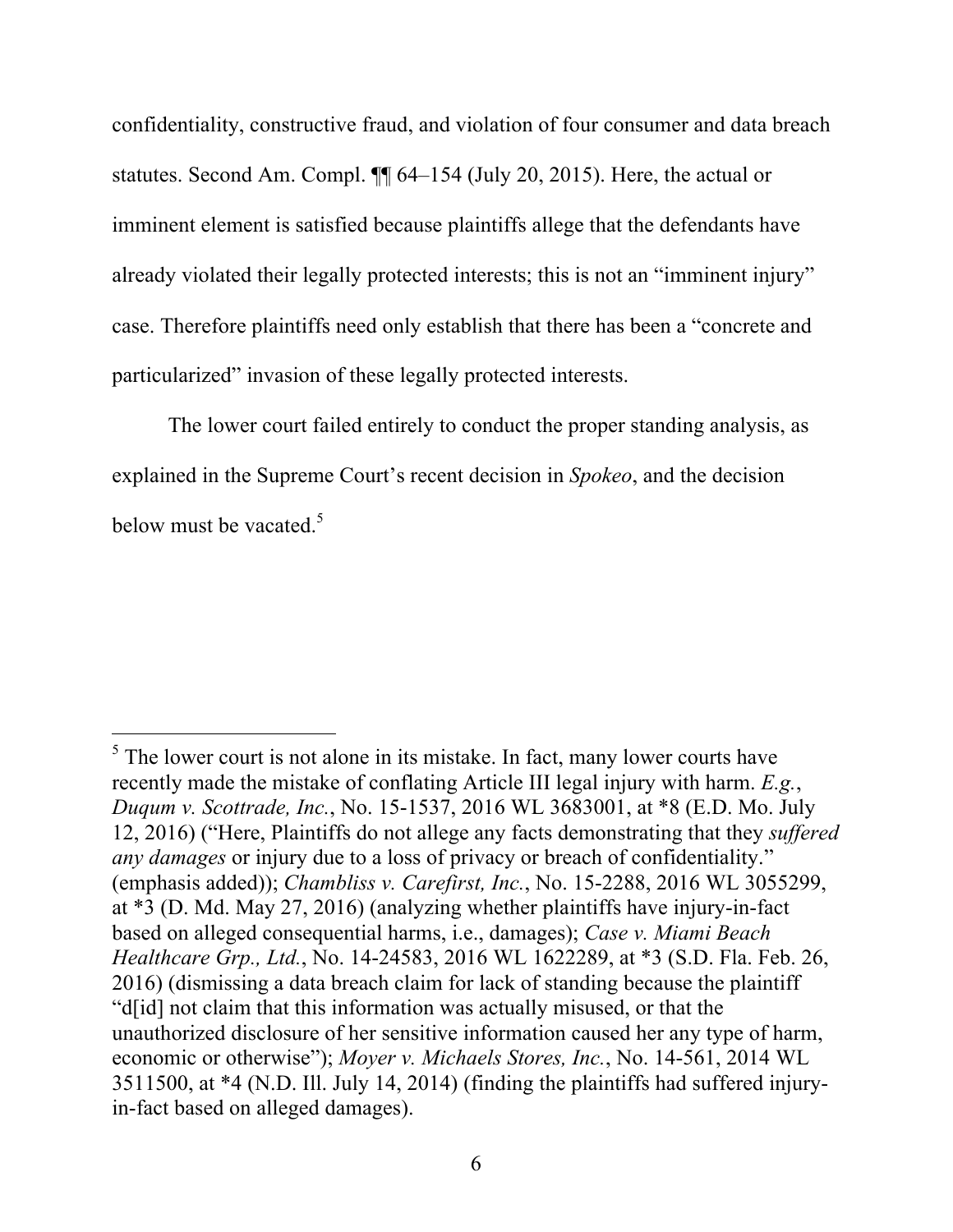confidentiality, constructive fraud, and violation of four consumer and data breach statutes. Second Am. Compl. ¶¶ 64–154 (July 20, 2015). Here, the actual or imminent element is satisfied because plaintiffs allege that the defendants have already violated their legally protected interests; this is not an "imminent injury" case. Therefore plaintiffs need only establish that there has been a "concrete and particularized" invasion of these legally protected interests.

The lower court failed entirely to conduct the proper standing analysis, as explained in the Supreme Court's recent decision in *Spokeo*, and the decision below must be vacated.[5]

---

[5] The lower court is not alone in its mistake. In fact, many lower courts have recently made the mistake of conflating Article III legal injury with harm. *E.g.*, *Duqum v. Scottrade, Inc.*, No. 15-1537, 2016 WL 3683001, at *8 (E.D. Mo. July 12, 2016) ("Here, Plaintiffs do not allege any facts demonstrating that they *suffered any damages* or injury due to a loss of privacy or breach of confidentiality." (emphasis added)); *Chambliss v. Carefirst, Inc.*, No. 15-2288, 2016 WL 3055299, at *3 (D. Md. May 27, 2016) (analyzing whether plaintiffs have injury-in-fact based on alleged consequential harms, i.e., damages); *Case v. Miami Beach Healthcare Grp., Ltd.*, No. 14-24583, 2016 WL 1622289, at *3 (S.D. Fla. Feb. 26, 2016) (dismissing a data breach claim for lack of standing because the plaintiff "d[id] not claim that this information was actually misused, or that the unauthorized disclosure of her sensitive information caused her any type of harm, economic or otherwise"); *Moyer v. Michaels Stores, Inc.*, No. 14-561, 2014 WL 3511500, at *4 (N.D. Ill. July 14, 2014) (finding the plaintiffs had suffered injury-in-fact based on alleged damages).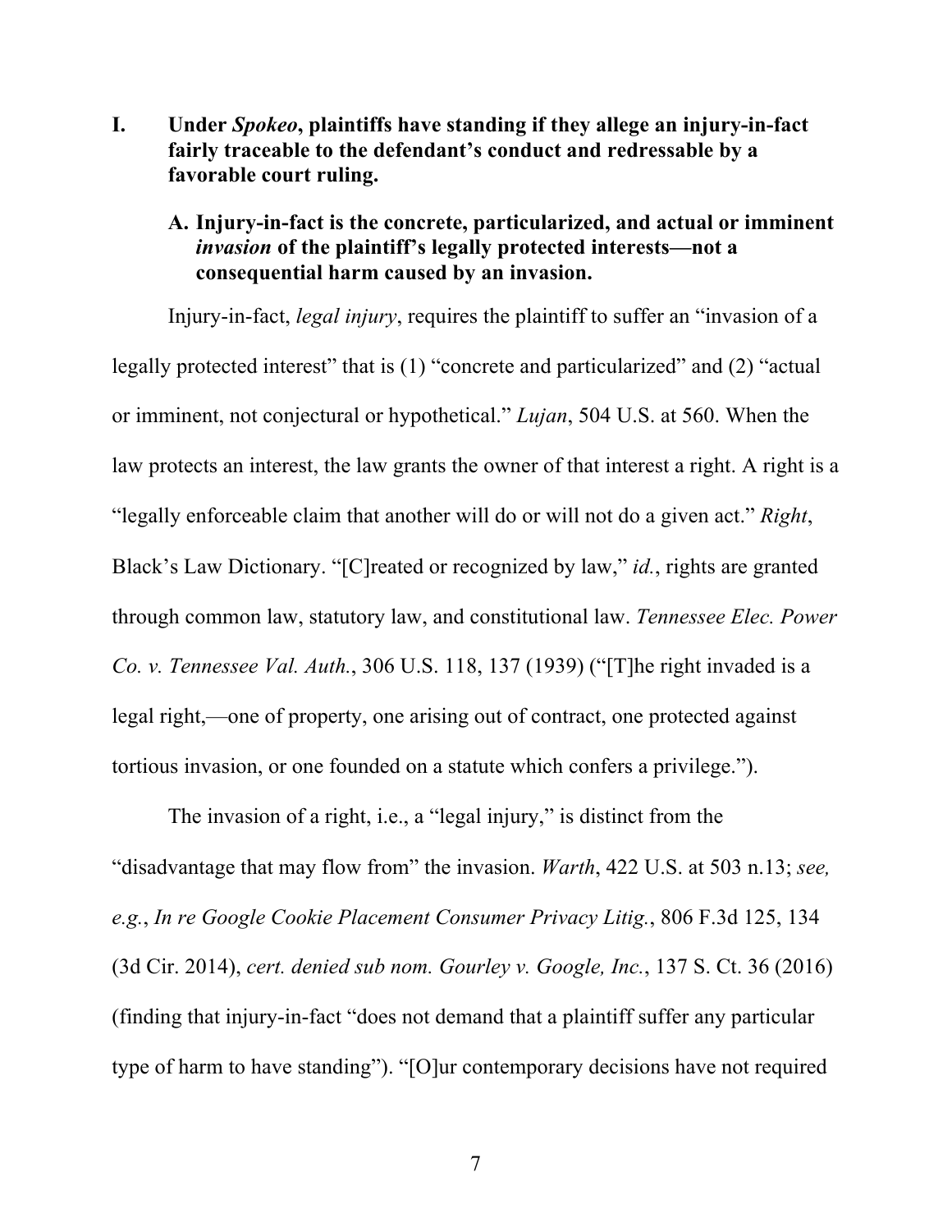## I. Under *Spokeo*, plaintiffs have standing if they allege an injury-in-fact fairly traceable to the defendant's conduct and redressable by a favorable court ruling.

### A. Injury-in-fact is the concrete, particularized, and actual or imminent *invasion* of the plaintiff's legally protected interests—not a consequential harm caused by an invasion.

Injury-in-fact, *legal injury*, requires the plaintiff to suffer an "invasion of a legally protected interest" that is (1) "concrete and particularized" and (2) "actual or imminent, not conjectural or hypothetical." *Lujan*, 504 U.S. at 560. When the law protects an interest, the law grants the owner of that interest a right. A right is a "legally enforceable claim that another will do or will not do a given act." *Right*, Black's Law Dictionary. "[C]reated or recognized by law," *id.*, rights are granted through common law, statutory law, and constitutional law. *Tennessee Elec. Power Co. v. Tennessee Val. Auth.*, 306 U.S. 118, 137 (1939) ("[T]he right invaded is a legal right,—one of property, one arising out of contract, one protected against tortious invasion, or one founded on a statute which confers a privilege.").

The invasion of a right, i.e., a "legal injury," is distinct from the "disadvantage that may flow from" the invasion. *Warth*, 422 U.S. at 503 n.13; *see, e.g.*, *In re Google Cookie Placement Consumer Privacy Litig.*, 806 F.3d 125, 134 (3d Cir. 2014), *cert. denied sub nom. Gourley v. Google, Inc.*, 137 S. Ct. 36 (2016) (finding that injury-in-fact "does not demand that a plaintiff suffer any particular type of harm to have standing"). "[O]ur contemporary decisions have not required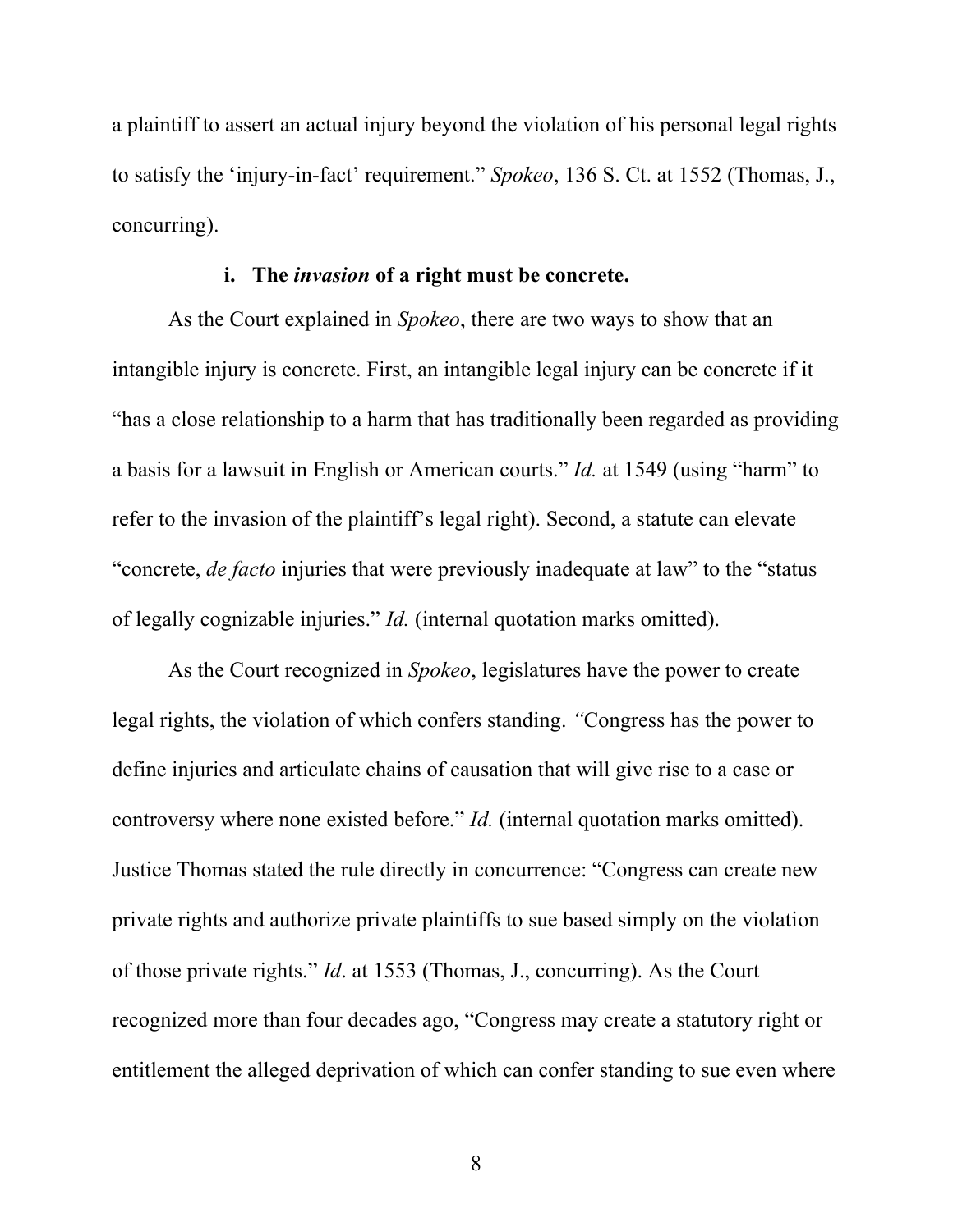a plaintiff to assert an actual injury beyond the violation of his personal legal rights to satisfy the 'injury-in-fact' requirement." *Spokeo*, 136 S. Ct. at 1552 (Thomas, J., concurring).

#### i. The *invasion* of a right must be concrete.

As the Court explained in *Spokeo*, there are two ways to show that an intangible injury is concrete. First, an intangible legal injury can be concrete if it "has a close relationship to a harm that has traditionally been regarded as providing a basis for a lawsuit in English or American courts." *Id.* at 1549 (using "harm" to refer to the invasion of the plaintiff's legal right). Second, a statute can elevate "concrete, *de facto* injuries that were previously inadequate at law" to the "status of legally cognizable injuries." *Id.* (internal quotation marks omitted).

As the Court recognized in *Spokeo*, legislatures have the power to create legal rights, the violation of which confers standing. "Congress has the power to define injuries and articulate chains of causation that will give rise to a case or controversy where none existed before." *Id.* (internal quotation marks omitted). Justice Thomas stated the rule directly in concurrence: "Congress can create new private rights and authorize private plaintiffs to sue based simply on the violation of those private rights." *Id*. at 1553 (Thomas, J., concurring). As the Court recognized more than four decades ago, "Congress may create a statutory right or entitlement the alleged deprivation of which can confer standing to sue even where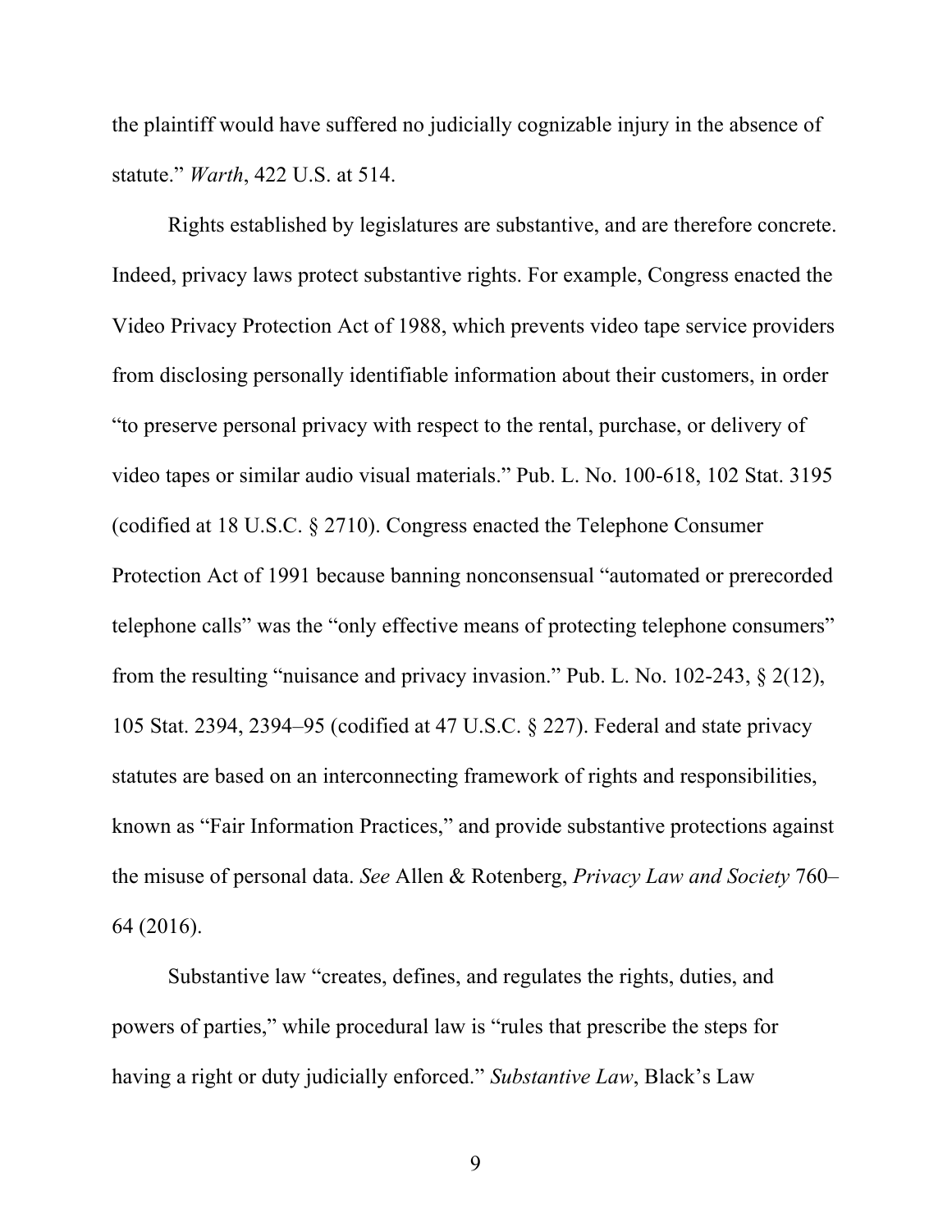the plaintiff would have suffered no judicially cognizable injury in the absence of statute." *Warth*, 422 U.S. at 514.

Rights established by legislatures are substantive, and are therefore concrete. Indeed, privacy laws protect substantive rights. For example, Congress enacted the Video Privacy Protection Act of 1988, which prevents video tape service providers from disclosing personally identifiable information about their customers, in order "to preserve personal privacy with respect to the rental, purchase, or delivery of video tapes or similar audio visual materials." Pub. L. No. 100-618, 102 Stat. 3195 (codified at 18 U.S.C. § 2710). Congress enacted the Telephone Consumer Protection Act of 1991 because banning nonconsensual "automated or prerecorded telephone calls" was the "only effective means of protecting telephone consumers" from the resulting "nuisance and privacy invasion." Pub. L. No. 102-243, § 2(12), 105 Stat. 2394, 2394–95 (codified at 47 U.S.C. § 227). Federal and state privacy statutes are based on an interconnecting framework of rights and responsibilities, known as "Fair Information Practices," and provide substantive protections against the misuse of personal data. *See* Allen & Rotenberg, *Privacy Law and Society* 760–64 (2016).

Substantive law "creates, defines, and regulates the rights, duties, and powers of parties," while procedural law is "rules that prescribe the steps for having a right or duty judicially enforced." *Substantive Law*, Black's Law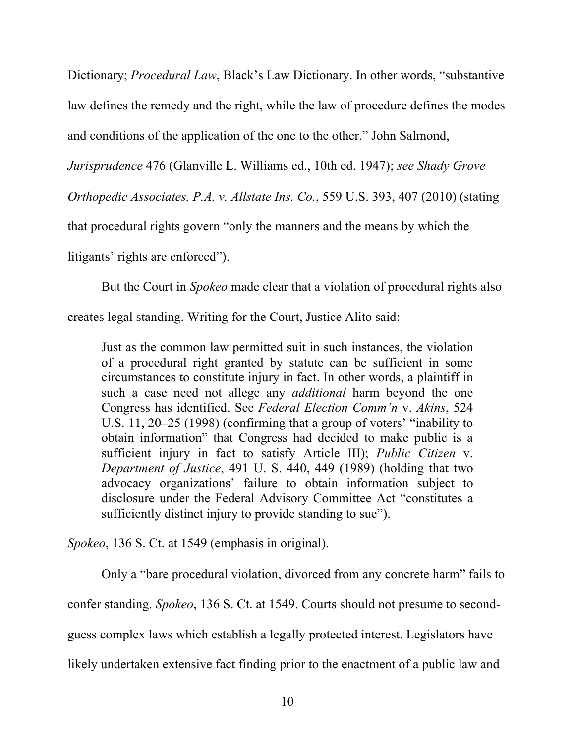Dictionary; *Procedural Law*, Black's Law Dictionary. In other words, "substantive law defines the remedy and the right, while the law of procedure defines the modes and conditions of the application of the one to the other." John Salmond, *Jurisprudence* 476 (Glanville L. Williams ed., 10th ed. 1947); *see Shady Grove Orthopedic Associates, P.A. v. Allstate Ins. Co.*, 559 U.S. 393, 407 (2010) (stating that procedural rights govern "only the manners and the means by which the litigants' rights are enforced").

But the Court in *Spokeo* made clear that a violation of procedural rights also creates legal standing. Writing for the Court, Justice Alito said:

> Just as the common law permitted suit in such instances, the violation of a procedural right granted by statute can be sufficient in some circumstances to constitute injury in fact. In other words, a plaintiff in such a case need not allege any *additional* harm beyond the one Congress has identified. See *Federal Election Comm'n* v. *Akins*, 524 U.S. 11, 20–25 (1998) (confirming that a group of voters' "inability to obtain information" that Congress had decided to make public is a sufficient injury in fact to satisfy Article III); *Public Citizen* v. *Department of Justice*, 491 U. S. 440, 449 (1989) (holding that two advocacy organizations' failure to obtain information subject to disclosure under the Federal Advisory Committee Act "constitutes a sufficiently distinct injury to provide standing to sue").

*Spokeo*, 136 S. Ct. at 1549 (emphasis in original).

Only a "bare procedural violation, divorced from any concrete harm" fails to confer standing. *Spokeo*, 136 S. Ct. at 1549. Courts should not presume to second-guess complex laws which establish a legally protected interest. Legislators have likely undertaken extensive fact finding prior to the enactment of a public law and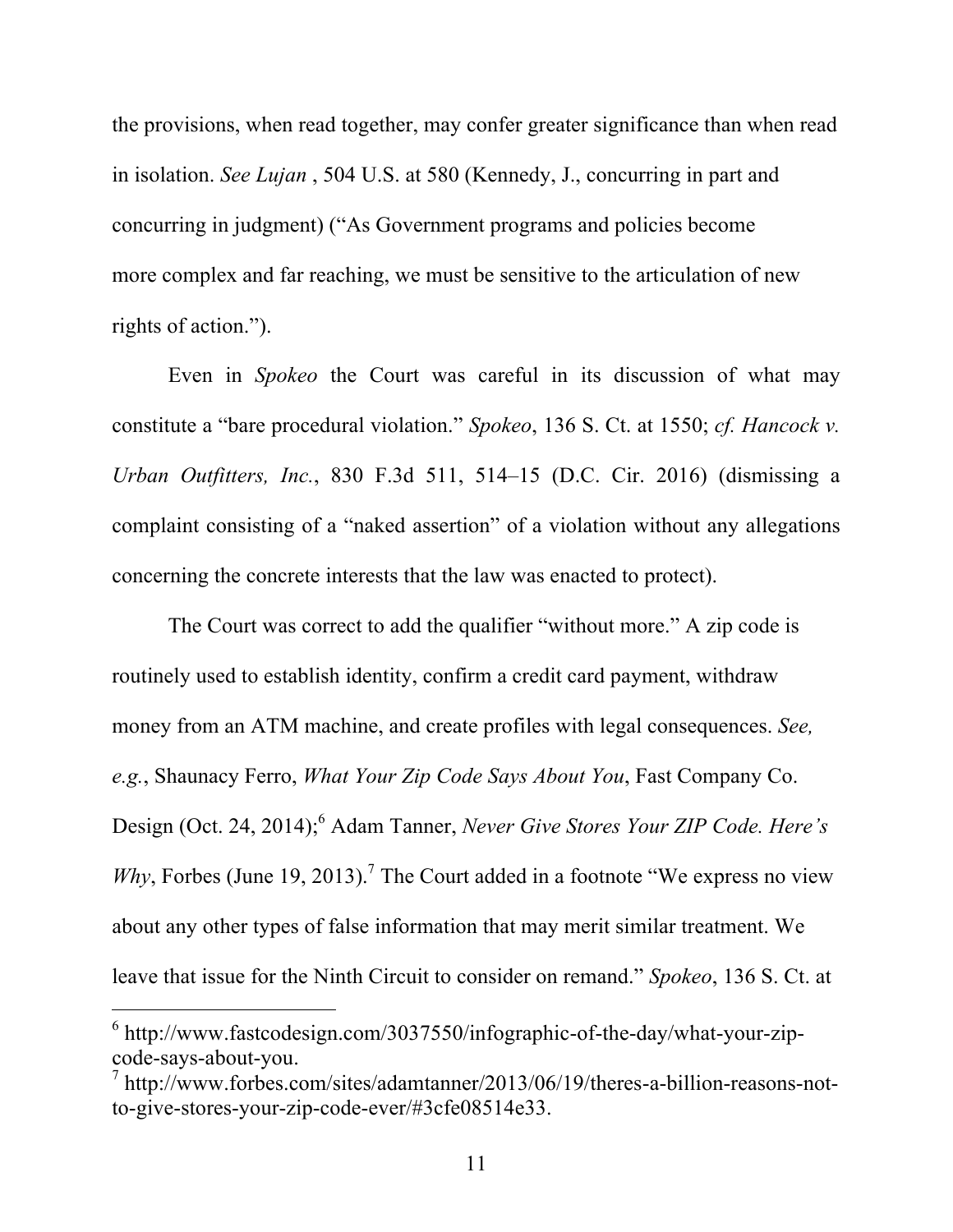the provisions, when read together, may confer greater significance than when read in isolation. *See Lujan* , 504 U.S. at 580 (Kennedy, J., concurring in part and concurring in judgment) ("As Government programs and policies become more complex and far reaching, we must be sensitive to the articulation of new rights of action.").

Even in *Spokeo* the Court was careful in its discussion of what may constitute a "bare procedural violation." *Spokeo*, 136 S. Ct. at 1550; *cf. Hancock v. Urban Outfitters, Inc.*, 830 F.3d 511, 514–15 (D.C. Cir. 2016) (dismissing a complaint consisting of a "naked assertion" of a violation without any allegations concerning the concrete interests that the law was enacted to protect).

The Court was correct to add the qualifier "without more." A zip code is routinely used to establish identity, confirm a credit card payment, withdraw money from an ATM machine, and create profiles with legal consequences. *See, e.g.*, Shaunacy Ferro, *What Your Zip Code Says About You*, Fast Company Co. Design (Oct. 24, 2014);[6] Adam Tanner, *Never Give Stores Your ZIP Code. Here's Why*, Forbes (June 19, 2013).[7] The Court added in a footnote "We express no view about any other types of false information that may merit similar treatment. We leave that issue for the Ninth Circuit to consider on remand." *Spokeo*, 136 S. Ct. at

---

[6] http://www.fastcodesign.com/3037550/infographic-of-the-day/what-your-zip-code-says-about-you.

[7] http://www.forbes.com/sites/adamtanner/2013/06/19/theres-a-billion-reasons-not-to-give-stores-your-zip-code-ever/#3cfe08514e33.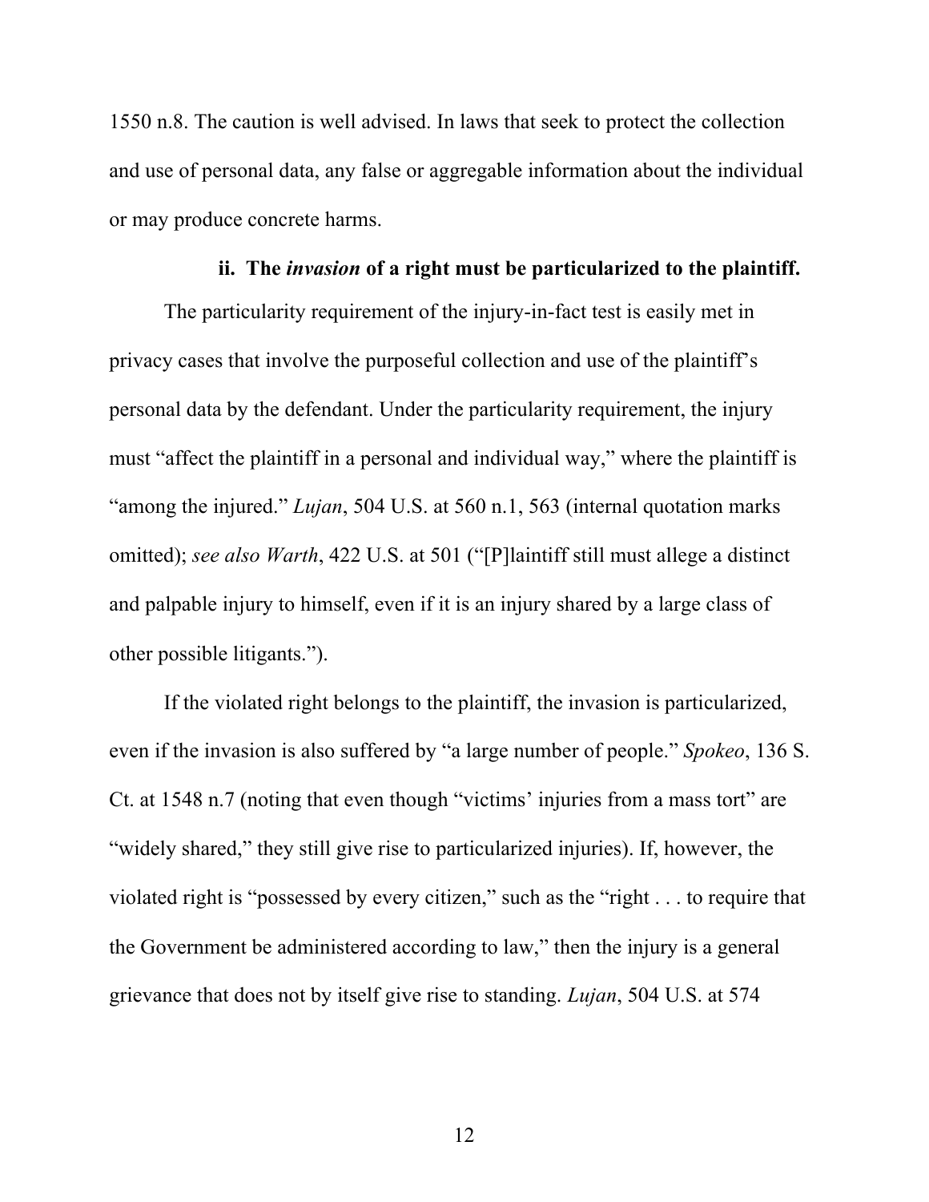1550 n.8. The caution is well advised. In laws that seek to protect the collection and use of personal data, any false or aggregable information about the individual or may produce concrete harms.

### ii. The *invasion* of a right must be particularized to the plaintiff.

The particularity requirement of the injury-in-fact test is easily met in privacy cases that involve the purposeful collection and use of the plaintiff's personal data by the defendant. Under the particularity requirement, the injury must "affect the plaintiff in a personal and individual way," where the plaintiff is "among the injured." *Lujan*, 504 U.S. at 560 n.1, 563 (internal quotation marks omitted); *see also Warth*, 422 U.S. at 501 ("[P]laintiff still must allege a distinct and palpable injury to himself, even if it is an injury shared by a large class of other possible litigants.").

If the violated right belongs to the plaintiff, the invasion is particularized, even if the invasion is also suffered by "a large number of people." *Spokeo*, 136 S. Ct. at 1548 n.7 (noting that even though "victims' injuries from a mass tort" are "widely shared," they still give rise to particularized injuries). If, however, the violated right is "possessed by every citizen," such as the "right . . . to require that the Government be administered according to law," then the injury is a general grievance that does not by itself give rise to standing. *Lujan*, 504 U.S. at 574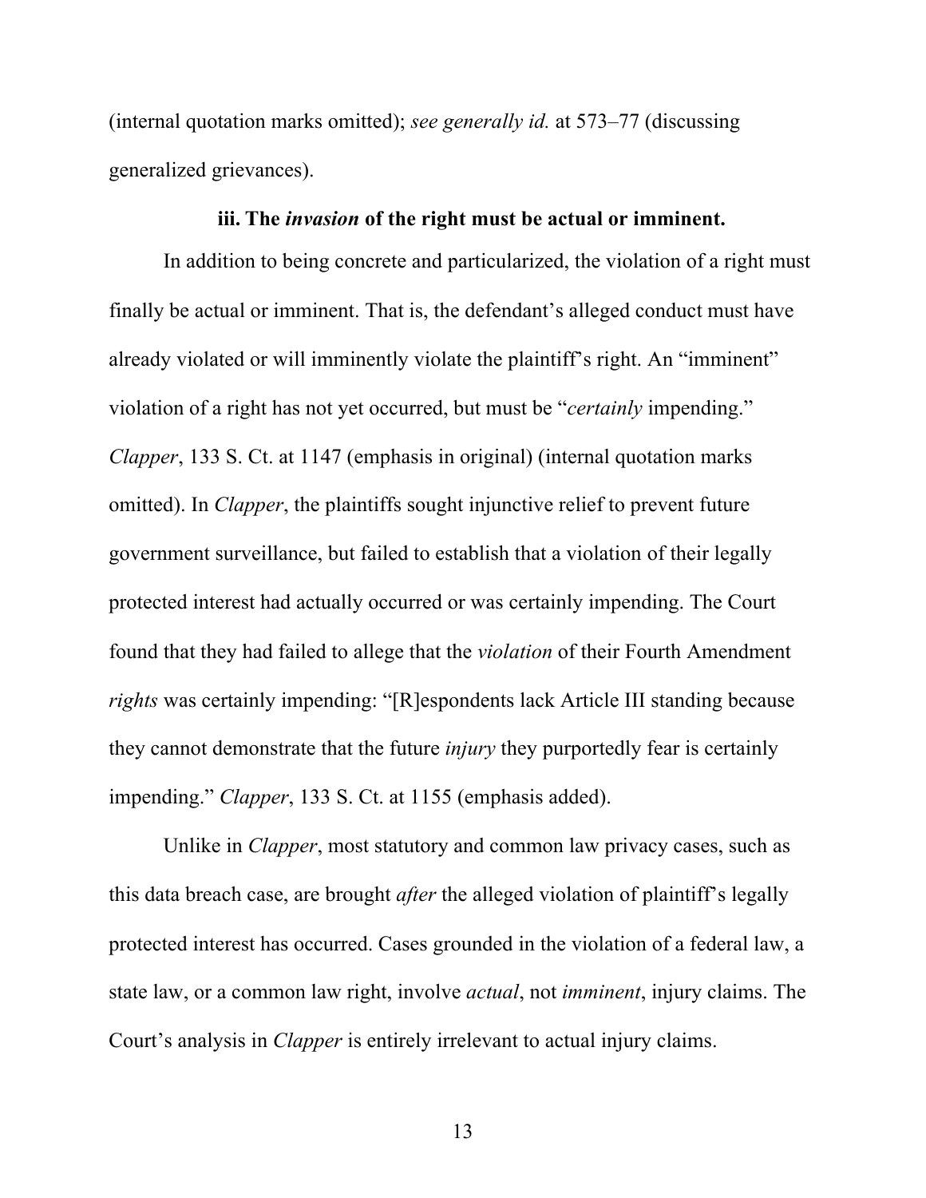(internal quotation marks omitted); *see generally id.* at 573–77 (discussing generalized grievances).

### iii. The *invasion* of the right must be actual or imminent.

In addition to being concrete and particularized, the violation of a right must finally be actual or imminent. That is, the defendant's alleged conduct must have already violated or will imminently violate the plaintiff's right. An "imminent" violation of a right has not yet occurred, but must be "*certainly* impending." *Clapper*, 133 S. Ct. at 1147 (emphasis in original) (internal quotation marks omitted). In *Clapper*, the plaintiffs sought injunctive relief to prevent future government surveillance, but failed to establish that a violation of their legally protected interest had actually occurred or was certainly impending. The Court found that they had failed to allege that the *violation* of their Fourth Amendment *rights* was certainly impending: "[R]espondents lack Article III standing because they cannot demonstrate that the future *injury* they purportedly fear is certainly impending." *Clapper*, 133 S. Ct. at 1155 (emphasis added).

Unlike in *Clapper*, most statutory and common law privacy cases, such as this data breach case, are brought *after* the alleged violation of plaintiff's legally protected interest has occurred. Cases grounded in the violation of a federal law, a state law, or a common law right, involve *actual*, not *imminent*, injury claims. The Court's analysis in *Clapper* is entirely irrelevant to actual injury claims.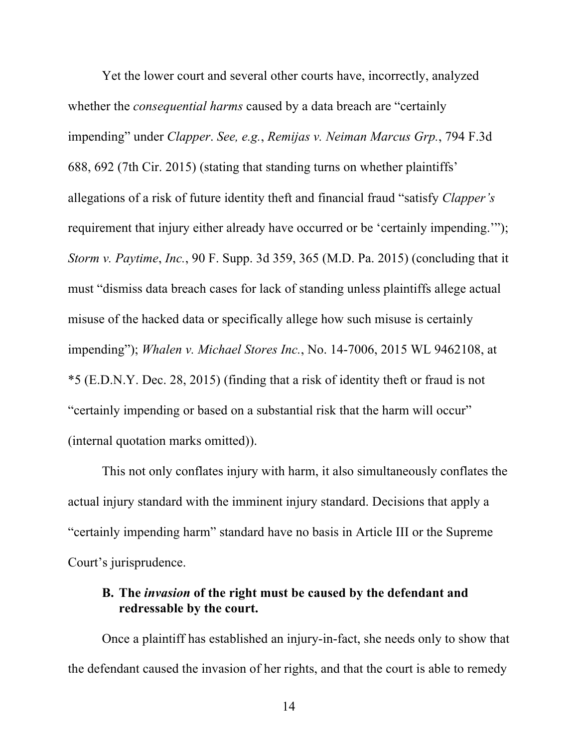Yet the lower court and several other courts have, incorrectly, analyzed whether the *consequential harms* caused by a data breach are "certainly impending" under *Clapper*. *See, e.g.*, *Remijas v. Neiman Marcus Grp.*, 794 F.3d 688, 692 (7th Cir. 2015) (stating that standing turns on whether plaintiffs' allegations of a risk of future identity theft and financial fraud "satisfy *Clapper's* requirement that injury either already have occurred or be 'certainly impending.'"); *Storm v. Paytime*, *Inc.*, 90 F. Supp. 3d 359, 365 (M.D. Pa. 2015) (concluding that it must "dismiss data breach cases for lack of standing unless plaintiffs allege actual misuse of the hacked data or specifically allege how such misuse is certainly impending"); *Whalen v. Michael Stores Inc.*, No. 14-7006, 2015 WL 9462108, at *5 (E.D.N.Y. Dec. 28, 2015) (finding that a risk of identity theft or fraud is not "certainly impending or based on a substantial risk that the harm will occur" (internal quotation marks omitted)).

This not only conflates injury with harm, it also simultaneously conflates the actual injury standard with the imminent injury standard. Decisions that apply a "certainly impending harm" standard have no basis in Article III or the Supreme Court's jurisprudence.

### B. The *invasion* of the right must be caused by the defendant and redressable by the court.

Once a plaintiff has established an injury-in-fact, she needs only to show that the defendant caused the invasion of her rights, and that the court is able to remedy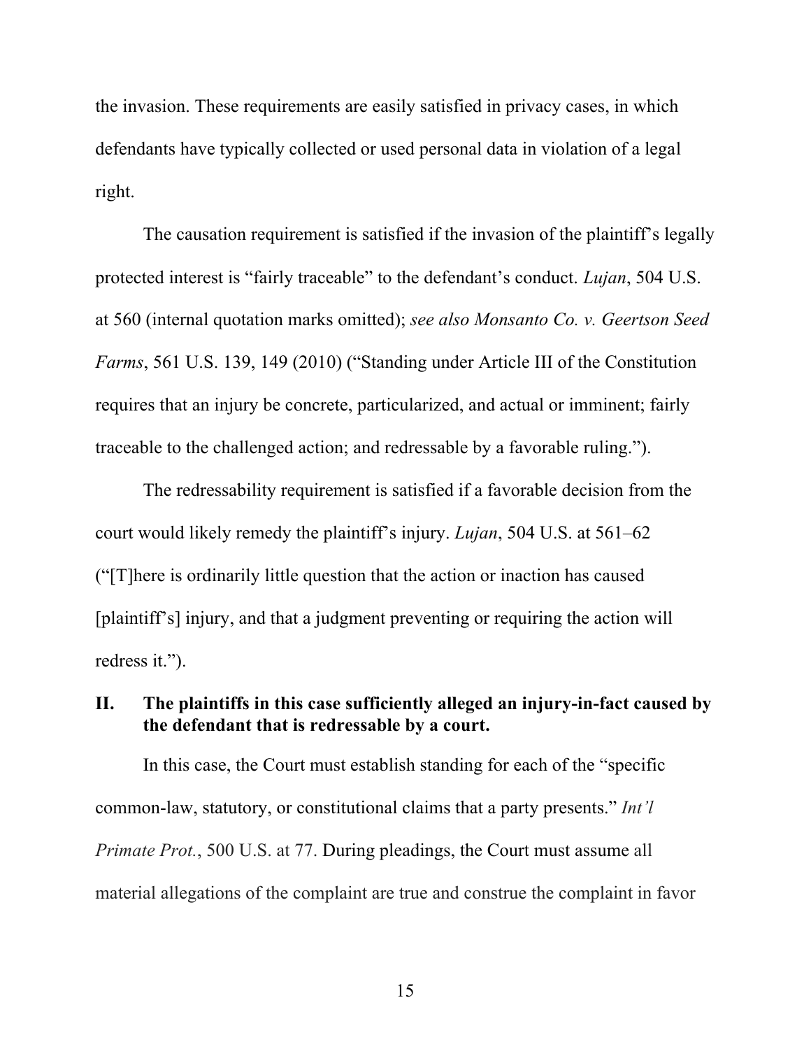the invasion. These requirements are easily satisfied in privacy cases, in which defendants have typically collected or used personal data in violation of a legal right.

The causation requirement is satisfied if the invasion of the plaintiff's legally protected interest is "fairly traceable" to the defendant's conduct. *Lujan*, 504 U.S. at 560 (internal quotation marks omitted); *see also Monsanto Co. v. Geertson Seed Farms*, 561 U.S. 139, 149 (2010) ("Standing under Article III of the Constitution requires that an injury be concrete, particularized, and actual or imminent; fairly traceable to the challenged action; and redressable by a favorable ruling.").

The redressability requirement is satisfied if a favorable decision from the court would likely remedy the plaintiff's injury. *Lujan*, 504 U.S. at 561–62 ("[T]here is ordinarily little question that the action or inaction has caused [plaintiff's] injury, and that a judgment preventing or requiring the action will redress it.").

## II. The plaintiffs in this case sufficiently alleged an injury-in-fact caused by the defendant that is redressable by a court.

In this case, the Court must establish standing for each of the "specific common-law, statutory, or constitutional claims that a party presents." *Int'l Primate Prot.*, 500 U.S. at 77. During pleadings, the Court must assume all material allegations of the complaint are true and construe the complaint in favor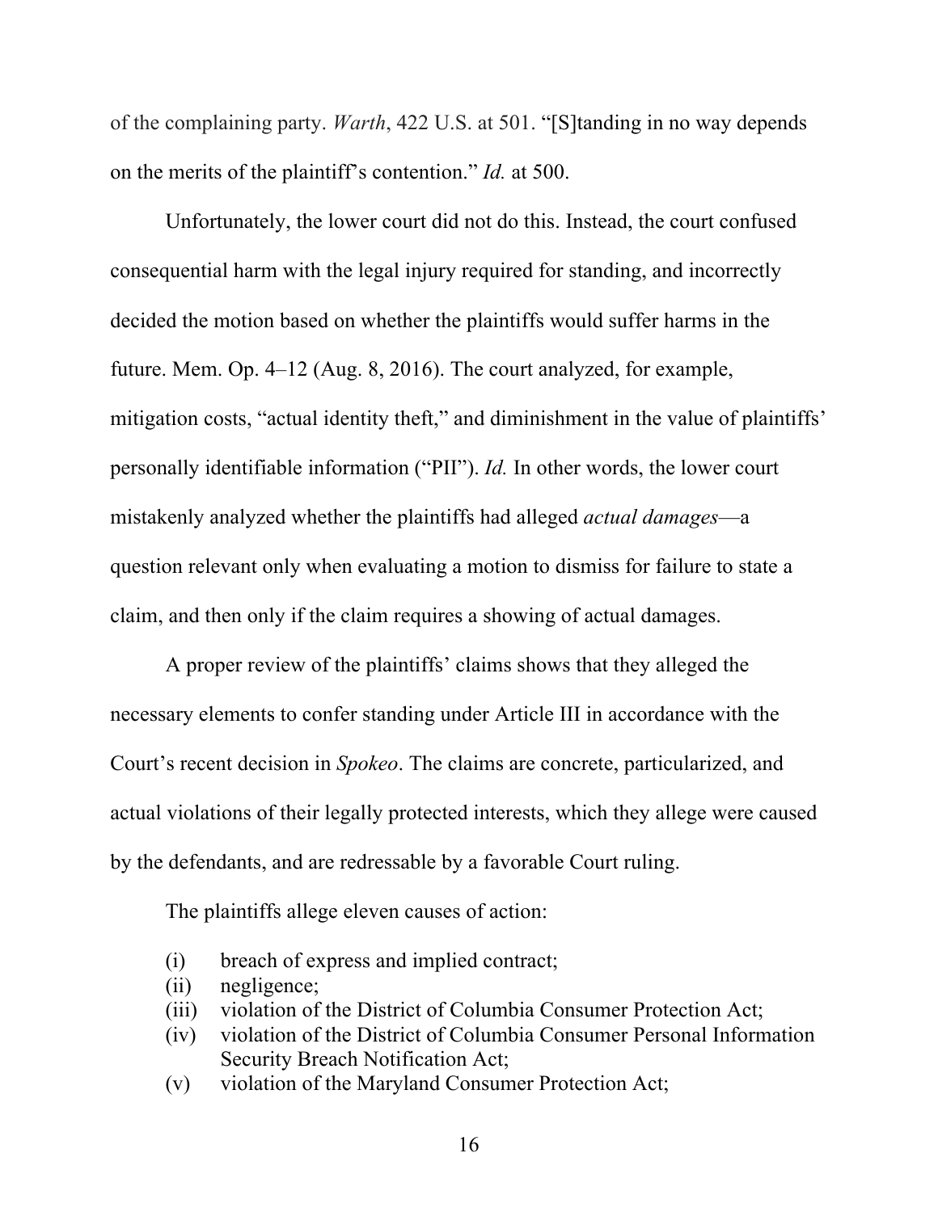of the complaining party. *Warth*, 422 U.S. at 501. "[S]tanding in no way depends on the merits of the plaintiff's contention." *Id.* at 500.

Unfortunately, the lower court did not do this. Instead, the court confused consequential harm with the legal injury required for standing, and incorrectly decided the motion based on whether the plaintiffs would suffer harms in the future. Mem. Op. 4–12 (Aug. 8, 2016). The court analyzed, for example, mitigation costs, "actual identity theft," and diminishment in the value of plaintiffs' personally identifiable information ("PII"). *Id.* In other words, the lower court mistakenly analyzed whether the plaintiffs had alleged *actual damages*—a question relevant only when evaluating a motion to dismiss for failure to state a claim, and then only if the claim requires a showing of actual damages.

A proper review of the plaintiffs' claims shows that they alleged the necessary elements to confer standing under Article III in accordance with the Court's recent decision in *Spokeo*. The claims are concrete, particularized, and actual violations of their legally protected interests, which they allege were caused by the defendants, and are redressable by a favorable Court ruling.

The plaintiffs allege eleven causes of action:

(i) breach of express and implied contract;
(ii) negligence;
(iii) violation of the District of Columbia Consumer Protection Act;
(iv) violation of the District of Columbia Consumer Personal Information Security Breach Notification Act;
(v) violation of the Maryland Consumer Protection Act;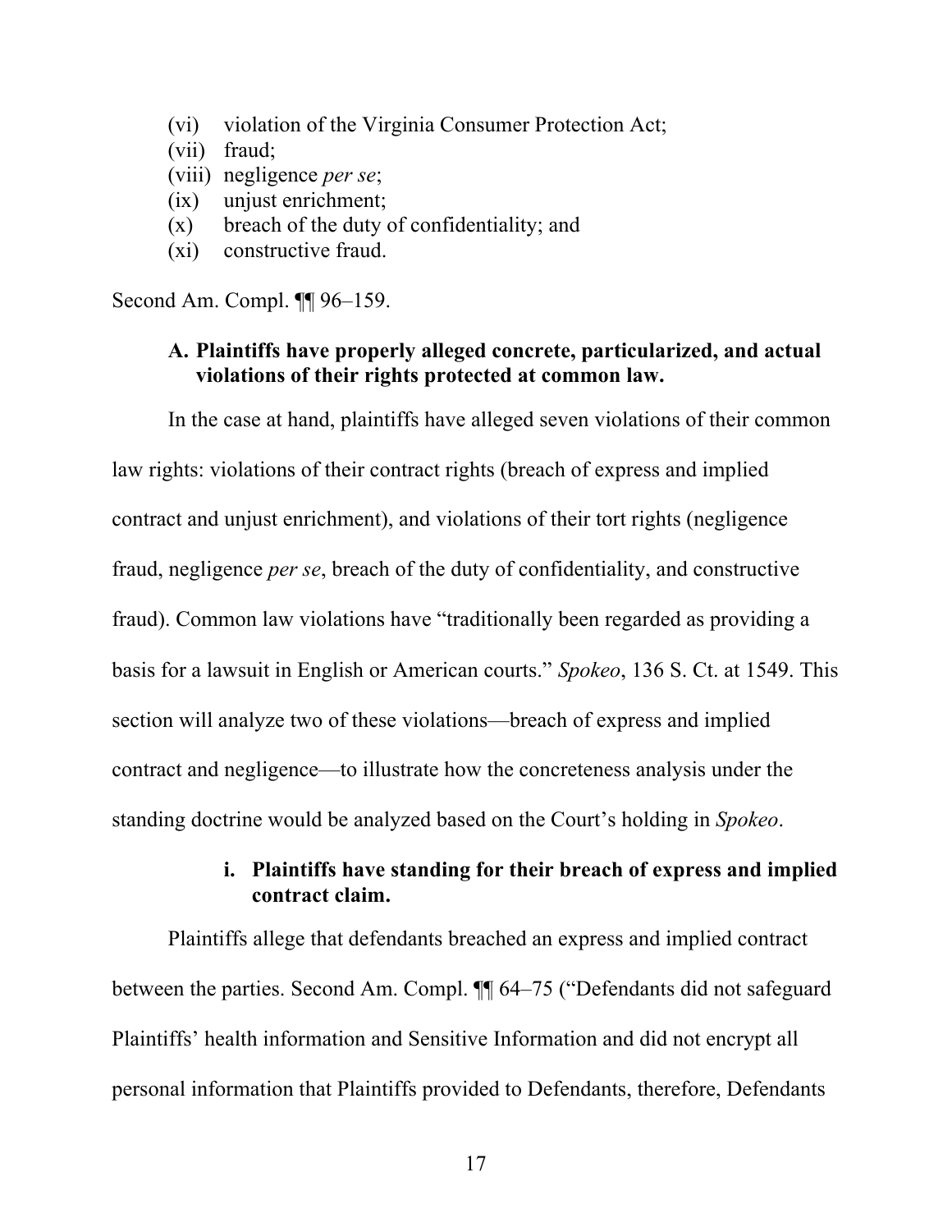(vi) violation of the Virginia Consumer Protection Act;
(vii) fraud;
(viii) negligence *per se*;
(ix) unjust enrichment;
(x) breach of the duty of confidentiality; and
(xi) constructive fraud.

Second Am. Compl. ¶¶ 96–159.

### A. Plaintiffs have properly alleged concrete, particularized, and actual violations of their rights protected at common law.

In the case at hand, plaintiffs have alleged seven violations of their common law rights: violations of their contract rights (breach of express and implied contract and unjust enrichment), and violations of their tort rights (negligence fraud, negligence *per se*, breach of the duty of confidentiality, and constructive fraud). Common law violations have "traditionally been regarded as providing a basis for a lawsuit in English or American courts." *Spokeo*, 136 S. Ct. at 1549. This section will analyze two of these violations—breach of express and implied contract and negligence—to illustrate how the concreteness analysis under the standing doctrine would be analyzed based on the Court's holding in *Spokeo*.

#### i. Plaintiffs have standing for their breach of express and implied contract claim.

Plaintiffs allege that defendants breached an express and implied contract between the parties. Second Am. Compl. ¶¶ 64–75 ("Defendants did not safeguard Plaintiffs' health information and Sensitive Information and did not encrypt all personal information that Plaintiffs provided to Defendants, therefore, Defendants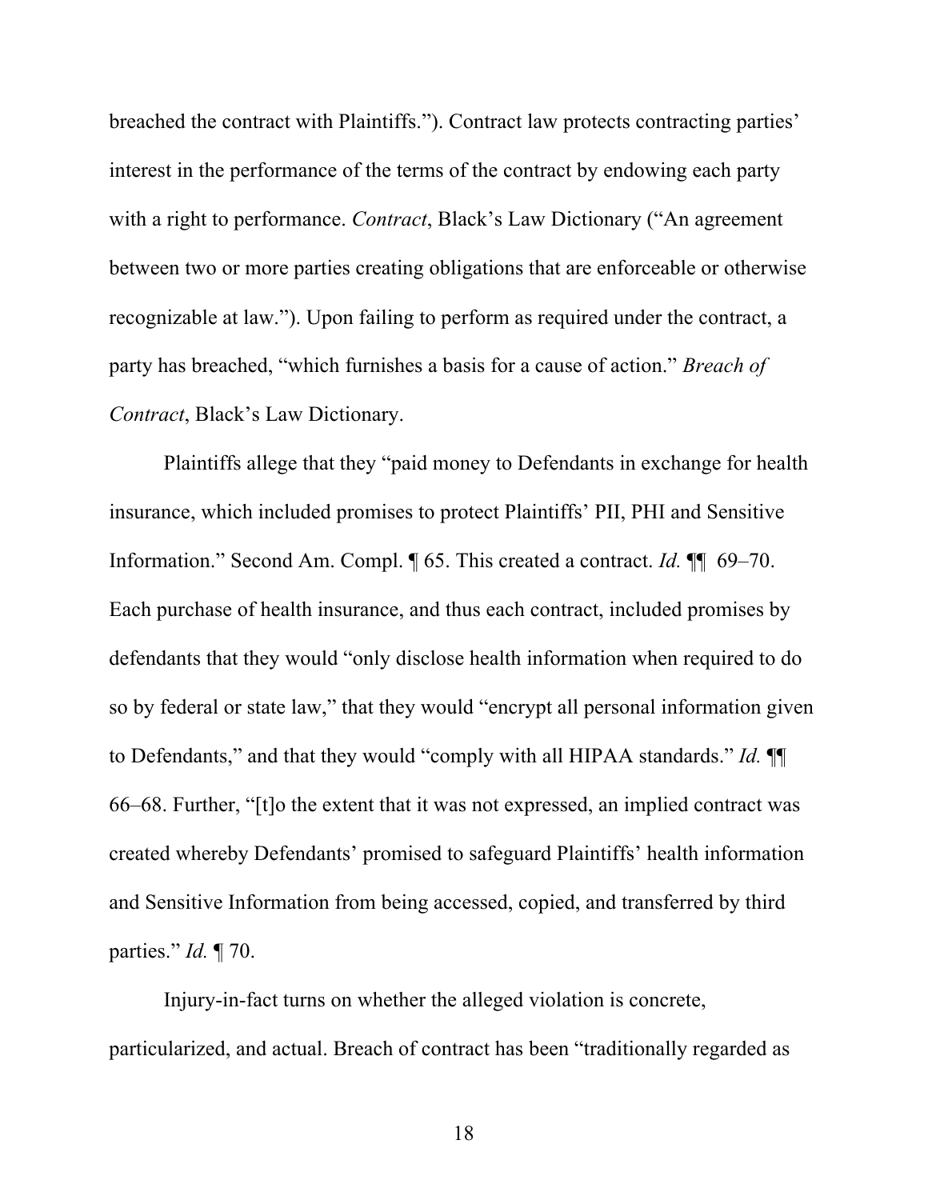breached the contract with Plaintiffs."). Contract law protects contracting parties' interest in the performance of the terms of the contract by endowing each party with a right to performance. *Contract*, Black's Law Dictionary ("An agreement between two or more parties creating obligations that are enforceable or otherwise recognizable at law."). Upon failing to perform as required under the contract, a party has breached, "which furnishes a basis for a cause of action." *Breach of Contract*, Black's Law Dictionary.

Plaintiffs allege that they "paid money to Defendants in exchange for health insurance, which included promises to protect Plaintiffs' PII, PHI and Sensitive Information." Second Am. Compl. ¶ 65. This created a contract. *Id.* ¶¶ 69–70. Each purchase of health insurance, and thus each contract, included promises by defendants that they would "only disclose health information when required to do so by federal or state law," that they would "encrypt all personal information given to Defendants," and that they would "comply with all HIPAA standards." *Id.* ¶¶ 66–68. Further, "[t]o the extent that it was not expressed, an implied contract was created whereby Defendants' promised to safeguard Plaintiffs' health information and Sensitive Information from being accessed, copied, and transferred by third parties." *Id.* ¶ 70.

Injury-in-fact turns on whether the alleged violation is concrete, particularized, and actual. Breach of contract has been "traditionally regarded as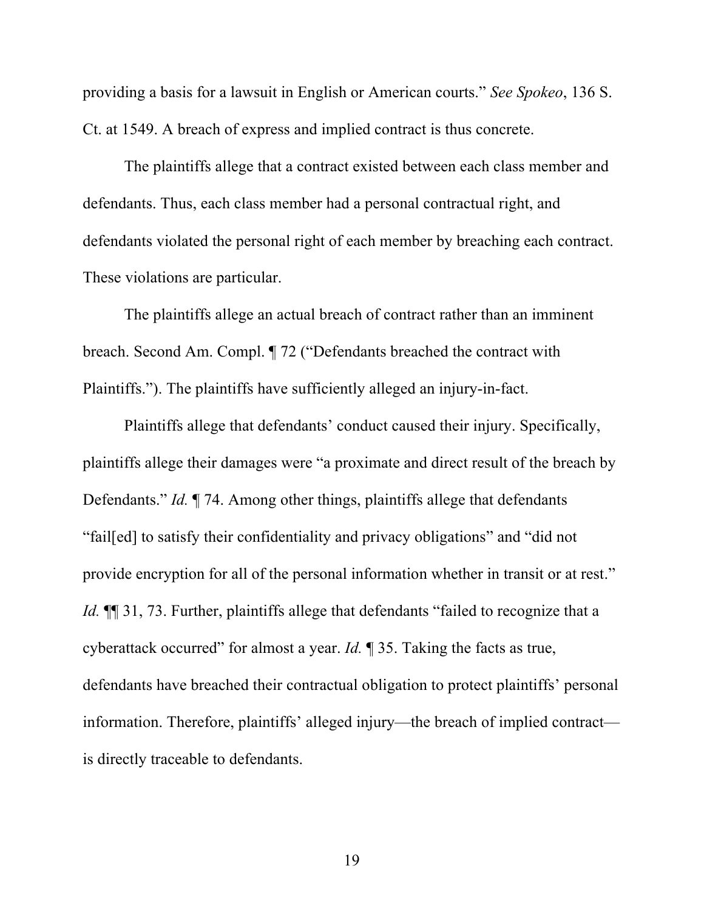providing a basis for a lawsuit in English or American courts." *See Spokeo*, 136 S. Ct. at 1549. A breach of express and implied contract is thus concrete.

The plaintiffs allege that a contract existed between each class member and defendants. Thus, each class member had a personal contractual right, and defendants violated the personal right of each member by breaching each contract. These violations are particular.

The plaintiffs allege an actual breach of contract rather than an imminent breach. Second Am. Compl. ¶ 72 ("Defendants breached the contract with Plaintiffs."). The plaintiffs have sufficiently alleged an injury-in-fact.

Plaintiffs allege that defendants' conduct caused their injury. Specifically, plaintiffs allege their damages were "a proximate and direct result of the breach by Defendants." *Id.* ¶ 74. Among other things, plaintiffs allege that defendants "fail[ed] to satisfy their confidentiality and privacy obligations" and "did not provide encryption for all of the personal information whether in transit or at rest." *Id.* ¶¶ 31, 73. Further, plaintiffs allege that defendants "failed to recognize that a cyberattack occurred" for almost a year. *Id.* ¶ 35. Taking the facts as true, defendants have breached their contractual obligation to protect plaintiffs' personal information. Therefore, plaintiffs' alleged injury—the breach of implied contract—is directly traceable to defendants.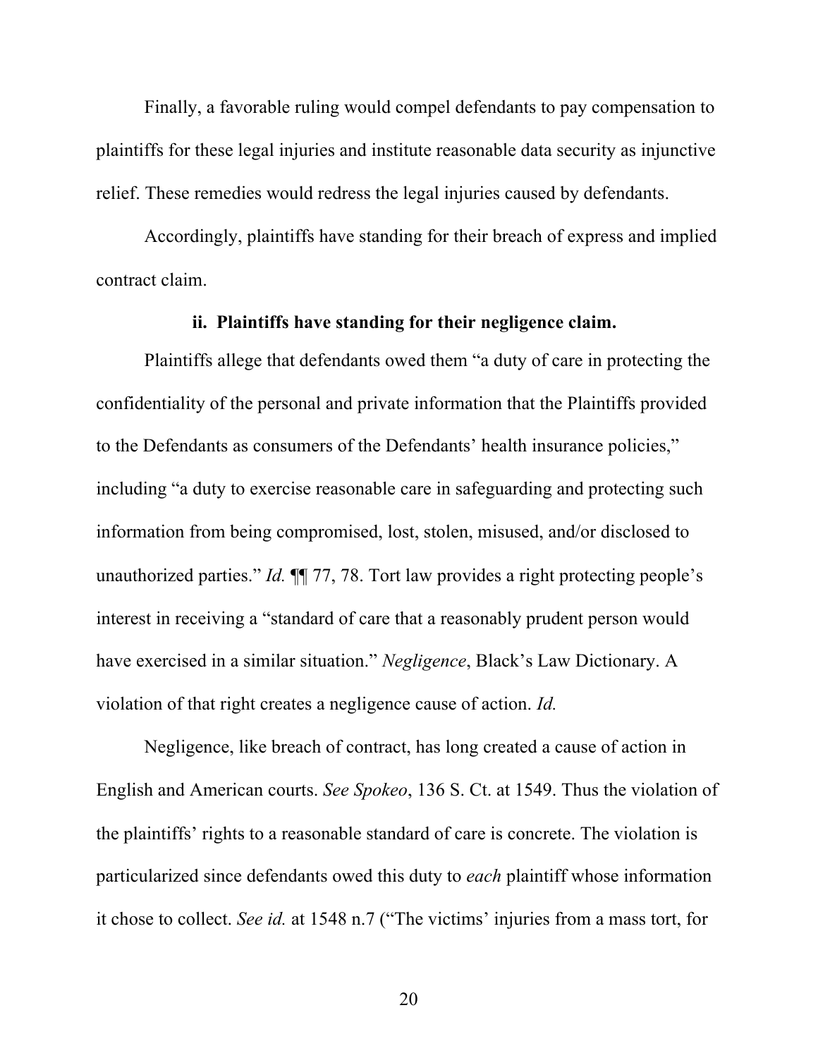Finally, a favorable ruling would compel defendants to pay compensation to plaintiffs for these legal injuries and institute reasonable data security as injunctive relief. These remedies would redress the legal injuries caused by defendants.

Accordingly, plaintiffs have standing for their breach of express and implied contract claim.

#### ii. Plaintiffs have standing for their negligence claim.

Plaintiffs allege that defendants owed them "a duty of care in protecting the confidentiality of the personal and private information that the Plaintiffs provided to the Defendants as consumers of the Defendants' health insurance policies," including "a duty to exercise reasonable care in safeguarding and protecting such information from being compromised, lost, stolen, misused, and/or disclosed to unauthorized parties." *Id.* ¶¶ 77, 78. Tort law provides a right protecting people's interest in receiving a "standard of care that a reasonably prudent person would have exercised in a similar situation." *Negligence*, Black's Law Dictionary. A violation of that right creates a negligence cause of action. *Id.*

Negligence, like breach of contract, has long created a cause of action in English and American courts. *See Spokeo*, 136 S. Ct. at 1549. Thus the violation of the plaintiffs' rights to a reasonable standard of care is concrete. The violation is particularized since defendants owed this duty to *each* plaintiff whose information it chose to collect. *See id.* at 1548 n.7 ("The victims' injuries from a mass tort, for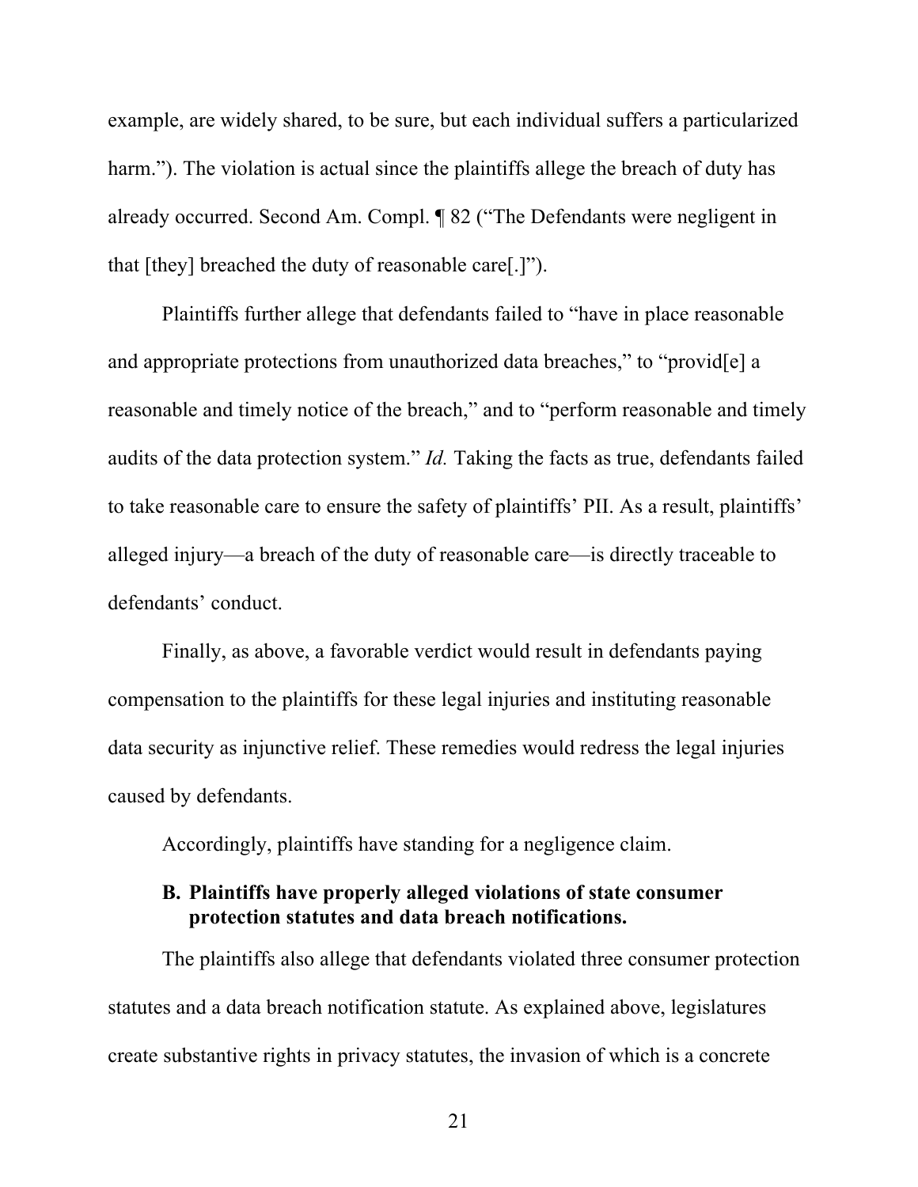example, are widely shared, to be sure, but each individual suffers a particularized harm."). The violation is actual since the plaintiffs allege the breach of duty has already occurred. Second Am. Compl. ¶ 82 ("The Defendants were negligent in that [they] breached the duty of reasonable care[.]").

Plaintiffs further allege that defendants failed to "have in place reasonable and appropriate protections from unauthorized data breaches," to "provid[e] a reasonable and timely notice of the breach," and to "perform reasonable and timely audits of the data protection system." *Id.* Taking the facts as true, defendants failed to take reasonable care to ensure the safety of plaintiffs' PII. As a result, plaintiffs' alleged injury—a breach of the duty of reasonable care—is directly traceable to defendants' conduct.

Finally, as above, a favorable verdict would result in defendants paying compensation to the plaintiffs for these legal injuries and instituting reasonable data security as injunctive relief. These remedies would redress the legal injuries caused by defendants.

Accordingly, plaintiffs have standing for a negligence claim.

### B. Plaintiffs have properly alleged violations of state consumer protection statutes and data breach notifications.

The plaintiffs also allege that defendants violated three consumer protection statutes and a data breach notification statute. As explained above, legislatures create substantive rights in privacy statutes, the invasion of which is a concrete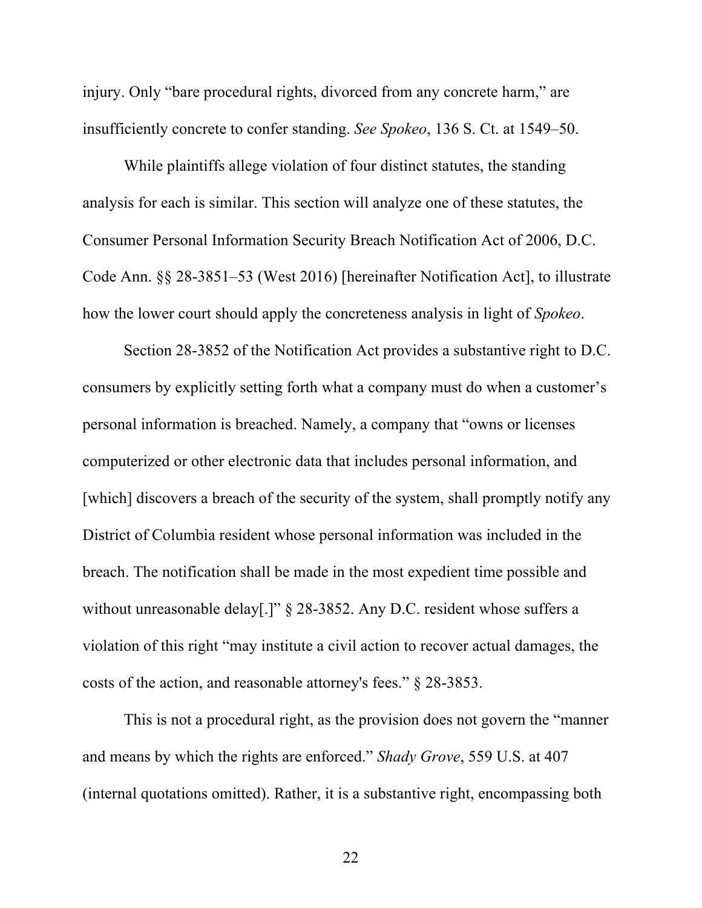injury. Only "bare procedural rights, divorced from any concrete harm," are insufficiently concrete to confer standing. *See Spokeo*, 136 S. Ct. at 1549–50.

While plaintiffs allege violation of four distinct statutes, the standing analysis for each is similar. This section will analyze one of these statutes, the Consumer Personal Information Security Breach Notification Act of 2006, D.C. Code Ann. §§ 28-3851–53 (West 2016) [hereinafter Notification Act], to illustrate how the lower court should apply the concreteness analysis in light of *Spokeo*.

Section 28-3852 of the Notification Act provides a substantive right to D.C. consumers by explicitly setting forth what a company must do when a customer's personal information is breached. Namely, a company that "owns or licenses computerized or other electronic data that includes personal information, and [which] discovers a breach of the security of the system, shall promptly notify any District of Columbia resident whose personal information was included in the breach. The notification shall be made in the most expedient time possible and without unreasonable delay[.]" § 28-3852. Any D.C. resident whose suffers a violation of this right "may institute a civil action to recover actual damages, the costs of the action, and reasonable attorney's fees." § 28-3853.

This is not a procedural right, as the provision does not govern the "manner and means by which the rights are enforced." *Shady Grove*, 559 U.S. at 407 (internal quotations omitted). Rather, it is a substantive right, encompassing both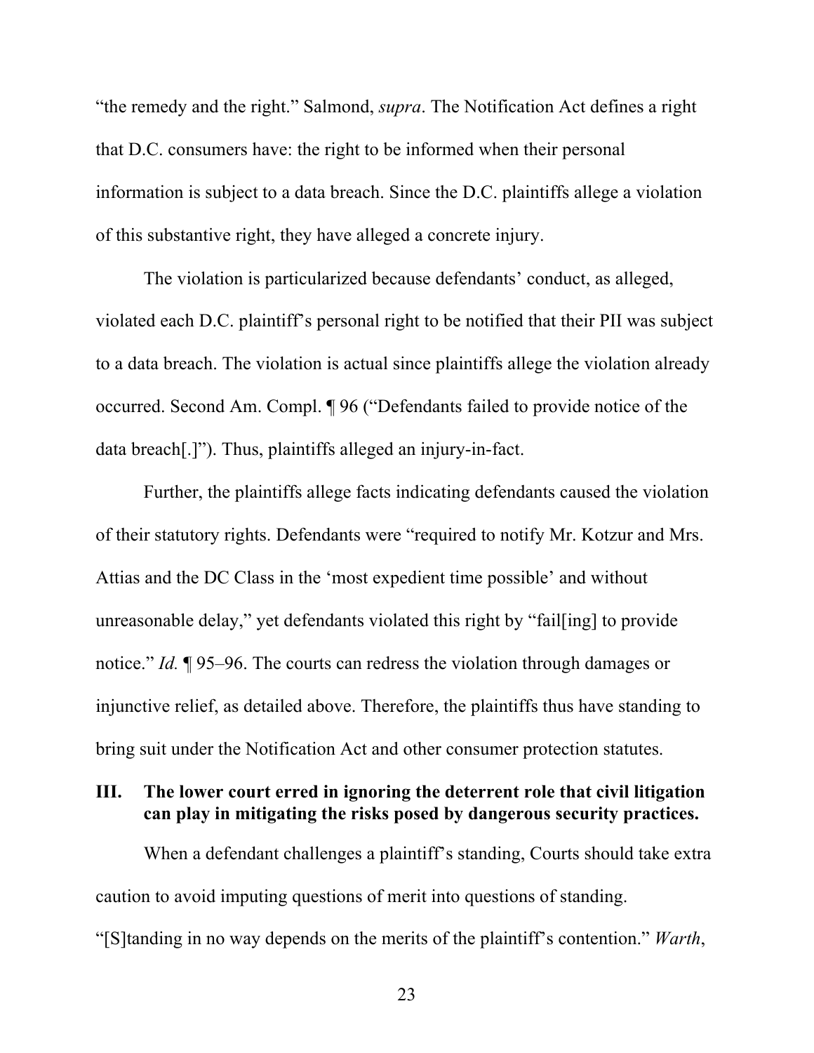"the remedy and the right." Salmond, *supra*. The Notification Act defines a right that D.C. consumers have: the right to be informed when their personal information is subject to a data breach. Since the D.C. plaintiffs allege a violation of this substantive right, they have alleged a concrete injury.

The violation is particularized because defendants' conduct, as alleged, violated each D.C. plaintiff's personal right to be notified that their PII was subject to a data breach. The violation is actual since plaintiffs allege the violation already occurred. Second Am. Compl. ¶ 96 ("Defendants failed to provide notice of the data breach[.]"). Thus, plaintiffs alleged an injury-in-fact.

Further, the plaintiffs allege facts indicating defendants caused the violation of their statutory rights. Defendants were "required to notify Mr. Kotzur and Mrs. Attias and the DC Class in the 'most expedient time possible' and without unreasonable delay," yet defendants violated this right by "fail[ing] to provide notice." *Id.* ¶ 95–96. The courts can redress the violation through damages or injunctive relief, as detailed above. Therefore, the plaintiffs thus have standing to bring suit under the Notification Act and other consumer protection statutes.

## III. The lower court erred in ignoring the deterrent role that civil litigation can play in mitigating the risks posed by dangerous security practices.

When a defendant challenges a plaintiff's standing, Courts should take extra caution to avoid imputing questions of merit into questions of standing. "[S]tanding in no way depends on the merits of the plaintiff's contention." *Warth*,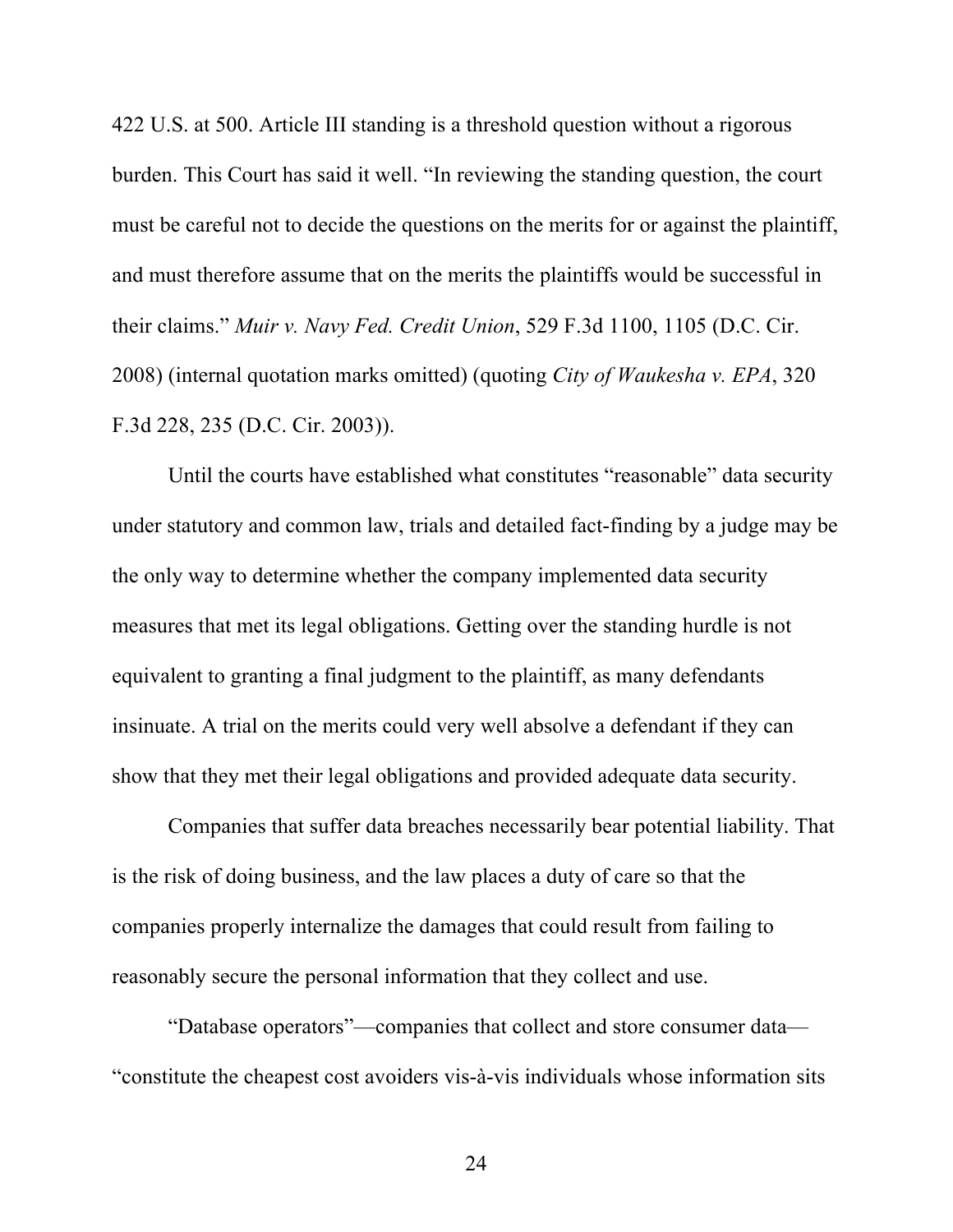422 U.S. at 500. Article III standing is a threshold question without a rigorous burden. This Court has said it well. "In reviewing the standing question, the court must be careful not to decide the questions on the merits for or against the plaintiff, and must therefore assume that on the merits the plaintiffs would be successful in their claims." *Muir v. Navy Fed. Credit Union*, 529 F.3d 1100, 1105 (D.C. Cir. 2008) (internal quotation marks omitted) (quoting *City of Waukesha v. EPA*, 320 F.3d 228, 235 (D.C. Cir. 2003)).

Until the courts have established what constitutes "reasonable" data security under statutory and common law, trials and detailed fact-finding by a judge may be the only way to determine whether the company implemented data security measures that met its legal obligations. Getting over the standing hurdle is not equivalent to granting a final judgment to the plaintiff, as many defendants insinuate. A trial on the merits could very well absolve a defendant if they can show that they met their legal obligations and provided adequate data security.

Companies that suffer data breaches necessarily bear potential liability. That is the risk of doing business, and the law places a duty of care so that the companies properly internalize the damages that could result from failing to reasonably secure the personal information that they collect and use.

"Database operators"—companies that collect and store consumer data—"constitute the cheapest cost avoiders vis-à-vis individuals whose information sits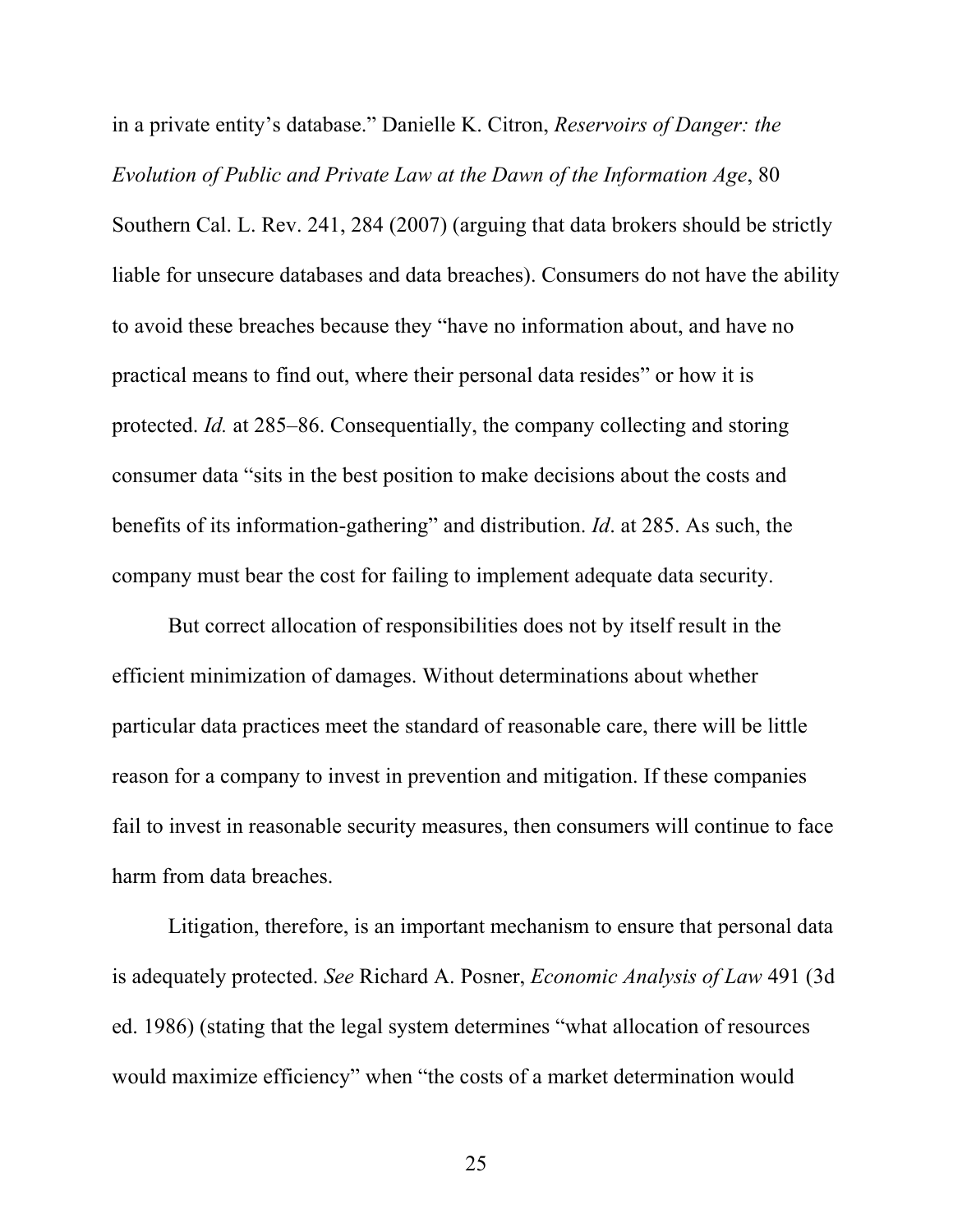in a private entity's database." Danielle K. Citron, *Reservoirs of Danger: the Evolution of Public and Private Law at the Dawn of the Information Age*, 80 Southern Cal. L. Rev. 241, 284 (2007) (arguing that data brokers should be strictly liable for unsecure databases and data breaches). Consumers do not have the ability to avoid these breaches because they "have no information about, and have no practical means to find out, where their personal data resides" or how it is protected. *Id.* at 285–86. Consequentially, the company collecting and storing consumer data "sits in the best position to make decisions about the costs and benefits of its information-gathering" and distribution. *Id*. at 285. As such, the company must bear the cost for failing to implement adequate data security.

But correct allocation of responsibilities does not by itself result in the efficient minimization of damages. Without determinations about whether particular data practices meet the standard of reasonable care, there will be little reason for a company to invest in prevention and mitigation. If these companies fail to invest in reasonable security measures, then consumers will continue to face harm from data breaches.

Litigation, therefore, is an important mechanism to ensure that personal data is adequately protected. *See* Richard A. Posner, *Economic Analysis of Law* 491 (3d ed. 1986) (stating that the legal system determines "what allocation of resources would maximize efficiency" when "the costs of a market determination would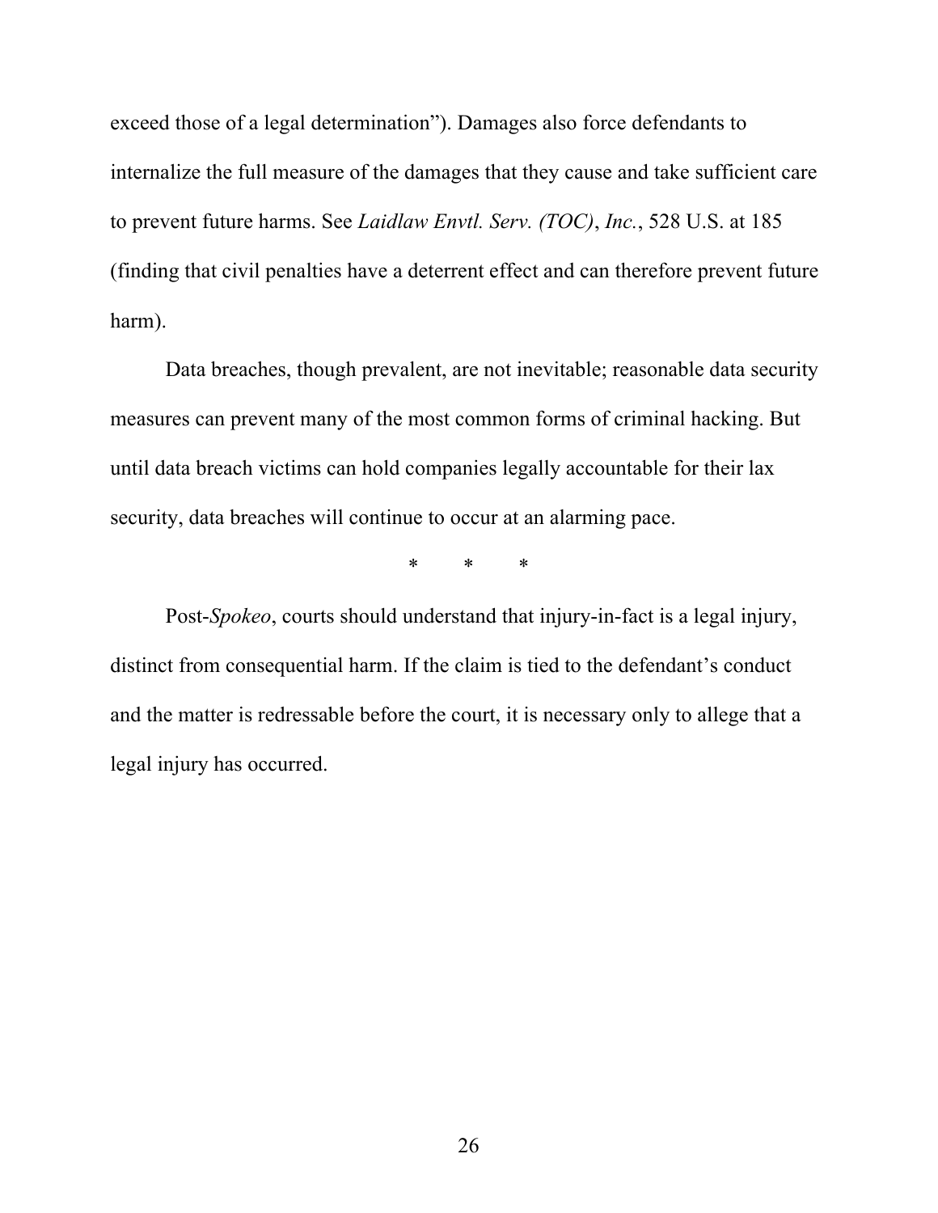exceed those of a legal determination”). Damages also force defendants to internalize the full measure of the damages that they cause and take sufficient care to prevent future harms. See *Laidlaw Envtl. Serv. (TOC)*, *Inc.*, 528 U.S. at 185 (finding that civil penalties have a deterrent effect and can therefore prevent future harm).

Data breaches, though prevalent, are not inevitable; reasonable data security measures can prevent many of the most common forms of criminal hacking. But until data breach victims can hold companies legally accountable for their lax security, data breaches will continue to occur at an alarming pace.

\* \* \*

Post-*Spokeo*, courts should understand that injury-in-fact is a legal injury, distinct from consequential harm. If the claim is tied to the defendant’s conduct and the matter is redressable before the court, it is necessary only to allege that a legal injury has occurred.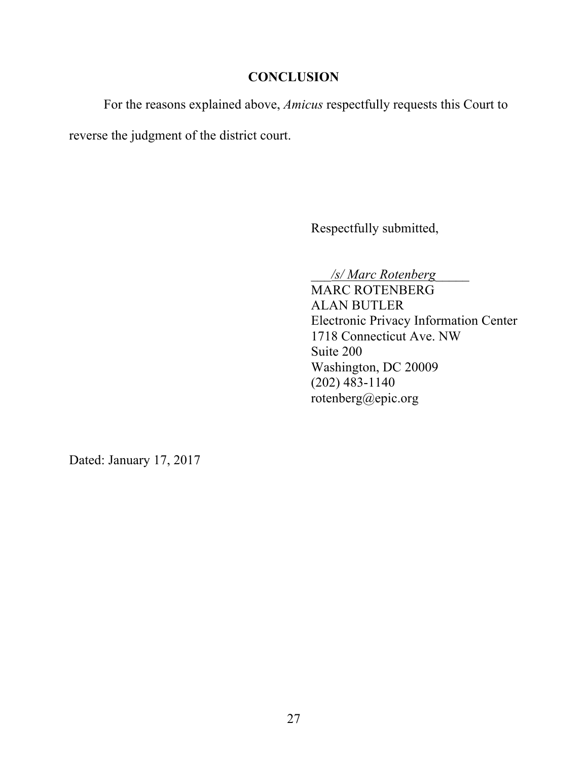## CONCLUSION

For the reasons explained above, *Amicus* respectfully requests this Court to reverse the judgment of the district court.

Respectfully submitted,

___*/s/ Marc Rotenberg*_____
MARC ROTENBERG
ALAN BUTLER
Electronic Privacy Information Center
1718 Connecticut Ave. NW
Suite 200
Washington, DC 20009
(202) 483-1140
rotenberg@epic.org

Dated: January 17, 2017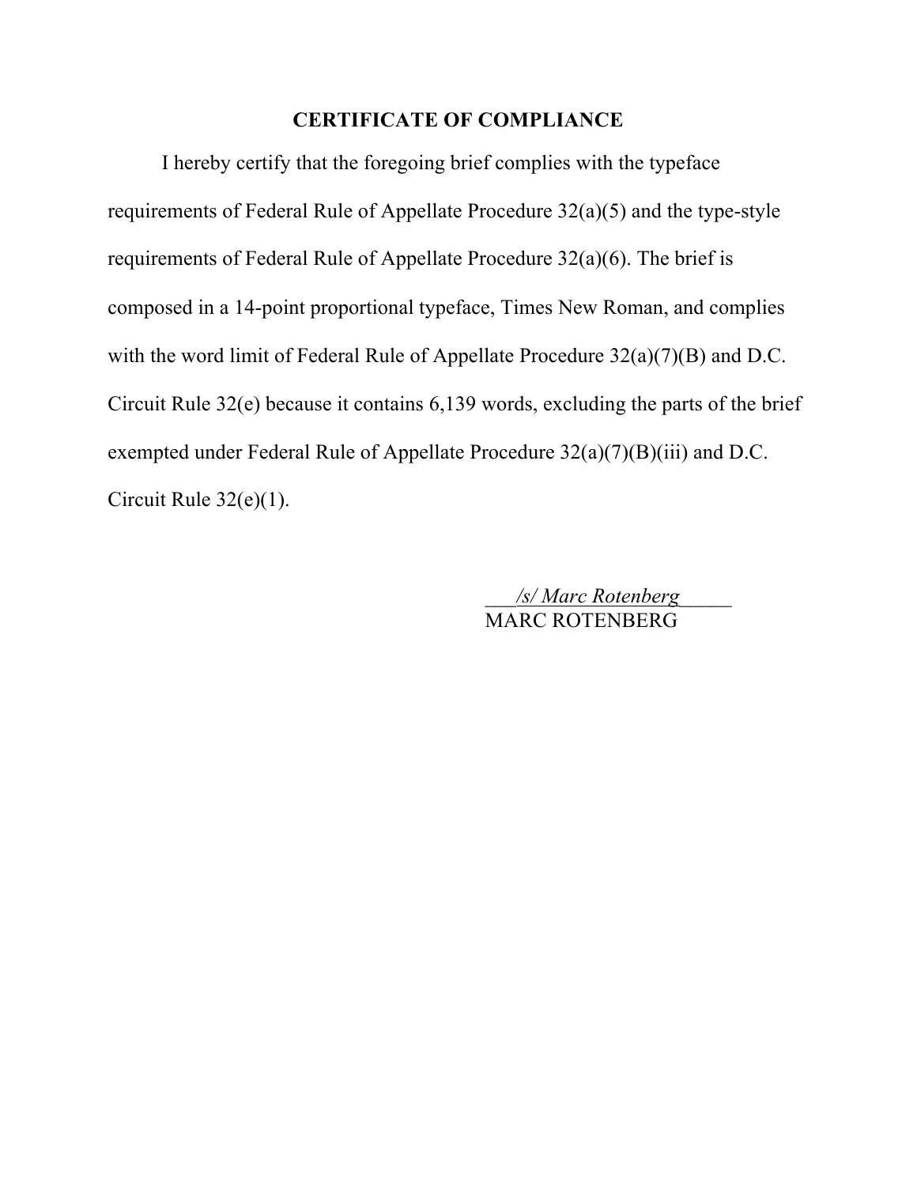## CERTIFICATE OF COMPLIANCE

I hereby certify that the foregoing brief complies with the typeface requirements of Federal Rule of Appellate Procedure 32(a)(5) and the type-style requirements of Federal Rule of Appellate Procedure 32(a)(6). The brief is composed in a 14-point proportional typeface, Times New Roman, and complies with the word limit of Federal Rule of Appellate Procedure 32(a)(7)(B) and D.C. Circuit Rule 32(e) because it contains 6,139 words, excluding the parts of the brief exempted under Federal Rule of Appellate Procedure 32(a)(7)(B)(iii) and D.C. Circuit Rule 32(e)(1).

*/s/ Marc Rotenberg*
MARC ROTENBERG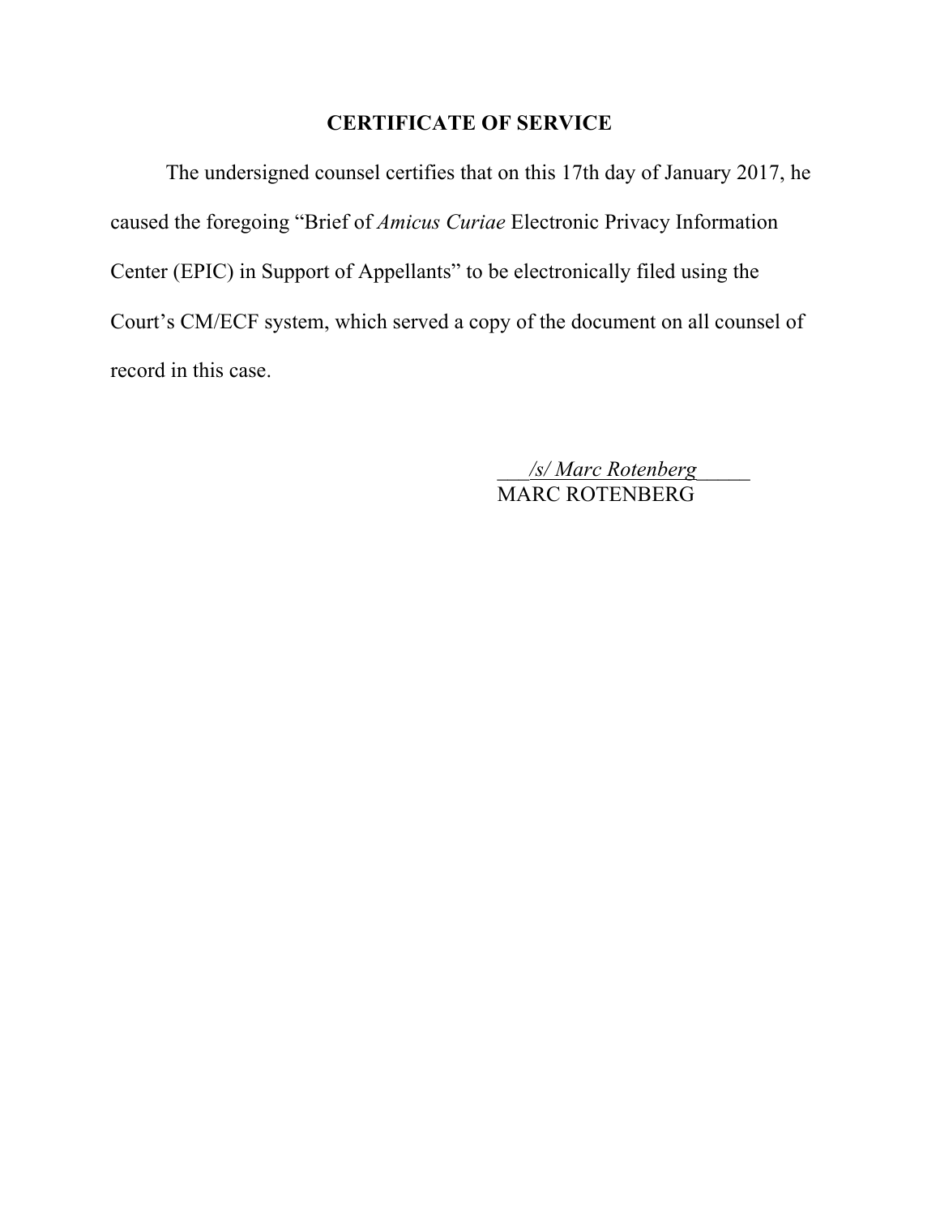## CERTIFICATE OF SERVICE

The undersigned counsel certifies that on this 17th day of January 2017, he caused the foregoing "Brief of *Amicus Curiae* Electronic Privacy Information Center (EPIC) in Support of Appellants" to be electronically filed using the Court's CM/ECF system, which served a copy of the document on all counsel of record in this case.

*/s/ Marc Rotenberg*
MARC ROTENBERG